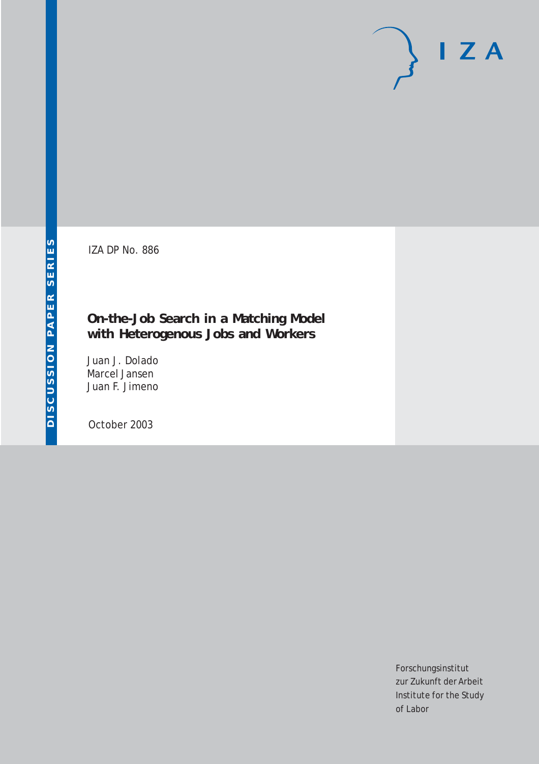DISCUSSION PAPER SERIES

IZA DP No. 886

# On-the-Job Search in a Matching Model with Heterogenous Jobs and Workers

Juan J. Dolado
Marcel Jansen
Juan F. Jimeno

October 2003

Forschungsinstitut
zur Zukunft der Arbeit
Institute for the Study
of Labor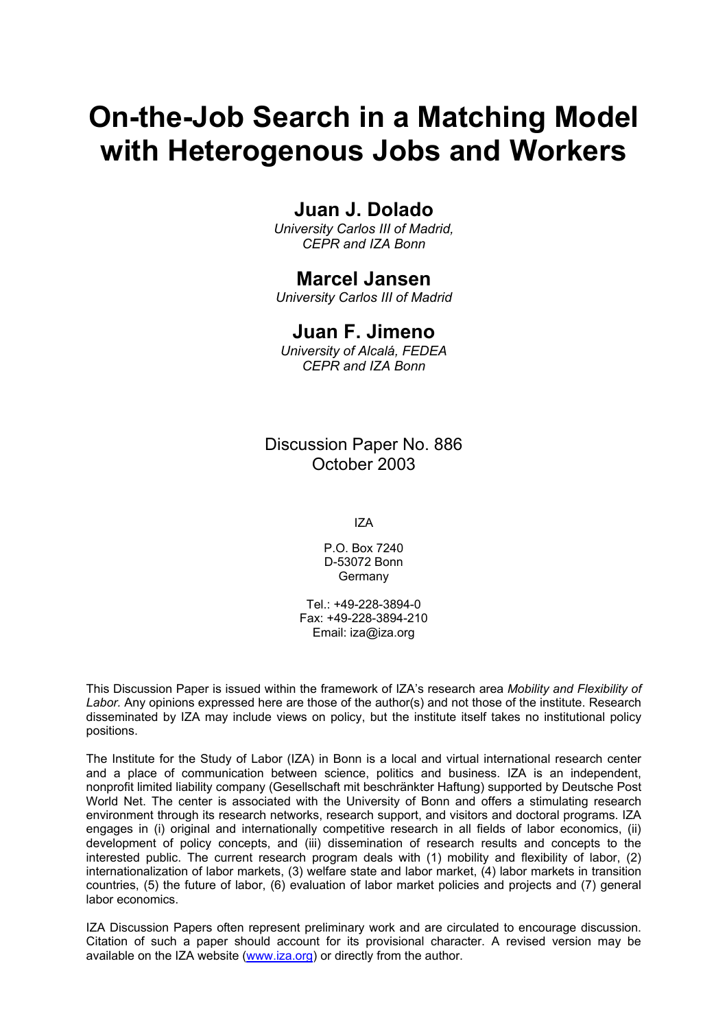# On-the-Job Search in a Matching Model with Heterogenous Jobs and Workers

## Juan J. Dolado

*University Carlos III of Madrid, CEPR and IZA Bonn*

## Marcel Jansen

*University Carlos III of Madrid*

## Juan F. Jimeno

*University of Alcalá, FEDEA CEPR and IZA Bonn*

Discussion Paper No. 886
October 2003

IZA

P.O. Box 7240
D-53072 Bonn
Germany

Tel.: +49-228-3894-0
Fax: +49-228-3894-210
Email: iza@iza.org

This Discussion Paper is issued within the framework of IZA's research area *Mobility and Flexibility of Labor.* Any opinions expressed here are those of the author(s) and not those of the institute. Research disseminated by IZA may include views on policy, but the institute itself takes no institutional policy positions.

The Institute for the Study of Labor (IZA) in Bonn is a local and virtual international research center and a place of communication between science, politics and business. IZA is an independent, nonprofit limited liability company (Gesellschaft mit beschränkter Haftung) supported by Deutsche Post World Net. The center is associated with the University of Bonn and offers a stimulating research environment through its research networks, research support, and visitors and doctoral programs. IZA engages in (i) original and internationally competitive research in all fields of labor economics, (ii) development of policy concepts, and (iii) dissemination of research results and concepts to the interested public. The current research program deals with (1) mobility and flexibility of labor, (2) internationalization of labor markets, (3) welfare state and labor market, (4) labor markets in transition countries, (5) the future of labor, (6) evaluation of labor market policies and projects and (7) general labor economics.

IZA Discussion Papers often represent preliminary work and are circulated to encourage discussion. Citation of such a paper should account for its provisional character. A revised version may be available on the IZA website (www.iza.org) or directly from the author.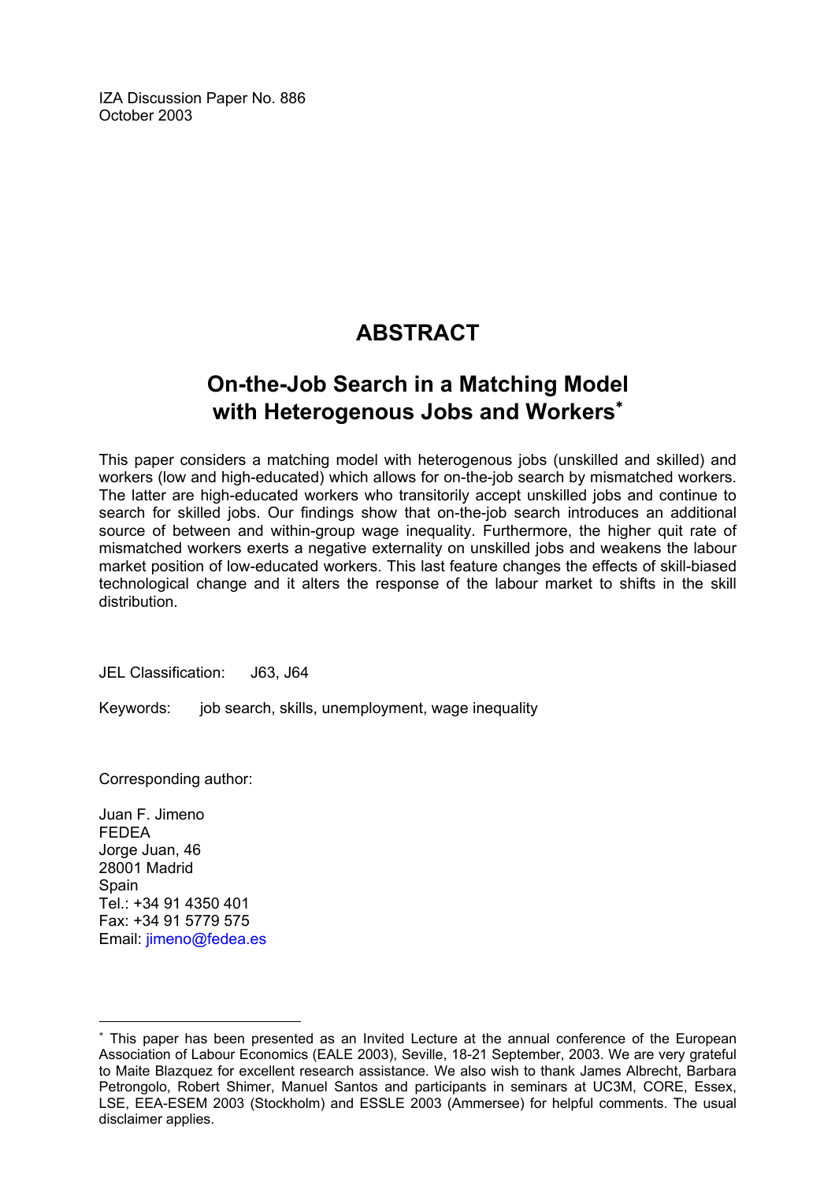IZA Discussion Paper No. 886
October 2003

# ABSTRACT

## On-the-Job Search in a Matching Model with Heterogenous Jobs and Workers*

This paper considers a matching model with heterogenous jobs (unskilled and skilled) and workers (low and high-educated) which allows for on-the-job search by mismatched workers. The latter are high-educated workers who transitorily accept unskilled jobs and continue to search for skilled jobs. Our findings show that on-the-job search introduces an additional source of between and within-group wage inequality. Furthermore, the higher quit rate of mismatched workers exerts a negative externality on unskilled jobs and weakens the labour market position of low-educated workers. This last feature changes the effects of skill-biased technological change and it alters the response of the labour market to shifts in the skill distribution.

JEL Classification: J63, J64

Keywords: job search, skills, unemployment, wage inequality

Corresponding author:

Juan F. Jimeno
FEDEA
Jorge Juan, 46
28001 Madrid
Spain
Tel.: +34 91 4350 401
Fax: +34 91 5779 575
Email: jimeno@fedea.es

---

* This paper has been presented as an Invited Lecture at the annual conference of the European Association of Labour Economics (EALE 2003), Seville, 18-21 September, 2003. We are very grateful to Maite Blazquez for excellent research assistance. We also wish to thank James Albrecht, Barbara Petrongolo, Robert Shimer, Manuel Santos and participants in seminars at UC3M, CORE, Essex, LSE, EEA-ESEM 2003 (Stockholm) and ESSLE 2003 (Ammersee) for helpful comments. The usual disclaimer applies.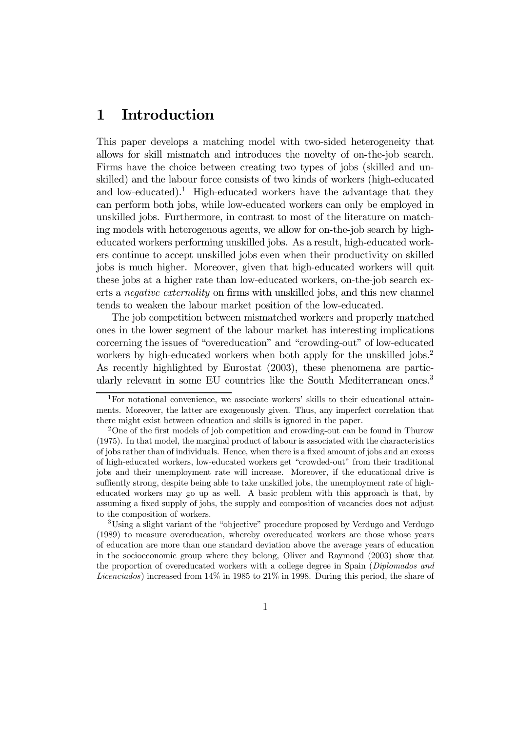# 1 Introduction

This paper develops a matching model with two-sided heterogeneity that allows for skill mismatch and introduces the novelty of on-the-job search. Firms have the choice between creating two types of jobs (skilled and unskilled) and the labour force consists of two kinds of workers (high-educated and low-educated).[1] High-educated workers have the advantage that they can perform both jobs, while low-educated workers can only be employed in unskilled jobs. Furthermore, in contrast to most of the literature on matching models with heterogenous agents, we allow for on-the-job search by high-educated workers performing unskilled jobs. As a result, high-educated workers continue to accept unskilled jobs even when their productivity on skilled jobs is much higher. Moreover, given that high-educated workers will quit these jobs at a higher rate than low-educated workers, on-the-job search exerts a *negative externality* on firms with unskilled jobs, and this new channel tends to weaken the labour market position of the low-educated.

The job competition between mismatched workers and properly matched ones in the lower segment of the labour market has interesting implications corcerning the issues of "overeducation" and "crowding-out" of low-educated workers by high-educated workers when both apply for the unskilled jobs.[2] As recently highlighted by Eurostat (2003), these phenomena are particularly relevant in some EU countries like the South Mediterranean ones.[3]

[1] For notational convenience, we associate workers' skills to their educational attainments. Moreover, the latter are exogenously given. Thus, any imperfect correlation that there might exist between education and skills is ignored in the paper.

[2] One of the first models of job competition and crowding-out can be found in Thurow (1975). In that model, the marginal product of labour is associated with the characteristics of jobs rather than of individuals. Hence, when there is a fixed amount of jobs and an excess of high-educated workers, low-educated workers get "crowded-out" from their traditional jobs and their unemployment rate will increase. Moreover, if the educational drive is suffiently strong, despite being able to take unskilled jobs, the unemployment rate of high-educated workers may go up as well. A basic problem with this approach is that, by assuming a fixed supply of jobs, the supply and composition of vacancies does not adjust to the composition of workers.

[3] Using a slight variant of the "objective" procedure proposed by Verdugo and Verdugo (1989) to measure overeducation, whereby overeducated workers are those whose years of education are more than one standard deviation above the average years of education in the socioeconomic group where they belong, Oliver and Raymond (2003) show that the proportion of overeducated workers with a college degree in Spain (*Diplomados and Licenciados*) increased from 14% in 1985 to 21% in 1998. During this period, the share of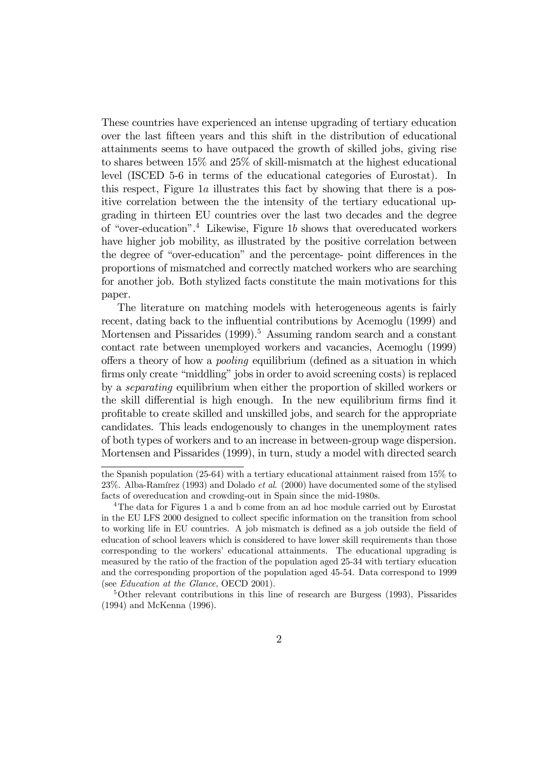These countries have experienced an intense upgrading of tertiary education over the last fifteen years and this shift in the distribution of educational attainments seems to have outpaced the growth of skilled jobs, giving rise to shares between 15% and 25% of skill-mismatch at the highest educational level (ISCED 5-6 in terms of the educational categories of Eurostat). In this respect, Figure 1*a* illustrates this fact by showing that there is a positive correlation between the the intensity of the tertiary educational upgrading in thirteen EU countries over the last two decades and the degree of "over-education".[4] Likewise, Figure 1*b* shows that overeducated workers have higher job mobility, as illustrated by the positive correlation between the degree of "over-education" and the percentage- point differences in the proportions of mismatched and correctly matched workers who are searching for another job. Both stylized facts constitute the main motivations for this paper.

The literature on matching models with heterogeneous agents is fairly recent, dating back to the influential contributions by Acemoglu (1999) and Mortensen and Pissarides (1999).[5] Assuming random search and a constant contact rate between unemployed workers and vacancies, Acemoglu (1999) offers a theory of how a *pooling* equilibrium (defined as a situation in which firms only create "middling" jobs in order to avoid screening costs) is replaced by a *separating* equilibrium when either the proportion of skilled workers or the skill differential is high enough. In the new equilibrium firms find it profitable to create skilled and unskilled jobs, and search for the appropriate candidates. This leads endogenously to changes in the unemployment rates of both types of workers and to an increase in between-group wage dispersion. Mortensen and Pissarides (1999), in turn, study a model with directed search

---

the Spanish population (25-64) with a tertiary educational attainment raised from 15% to 23%. Alba-Ramírez (1993) and Dolado *et al.* (2000) have documented some of the stylised facts of overeducation and crowding-out in Spain since the mid-1980s.

[4] The data for Figures 1 a and b come from an ad hoc module carried out by Eurostat in the EU LFS 2000 designed to collect specific information on the transition from school to working life in EU countries. A job mismatch is defined as a job outside the field of education of school leavers which is considered to have lower skill requirements than those corresponding to the workers' educational attainments. The educational upgrading is measured by the ratio of the fraction of the population aged 25-34 with tertiary education and the corresponding proportion of the population aged 45-54. Data correspond to 1999 (see *Education at the Glance*, OECD 2001).

[5] Other relevant contributions in this line of research are Burgess (1993), Pissarides (1994) and McKenna (1996).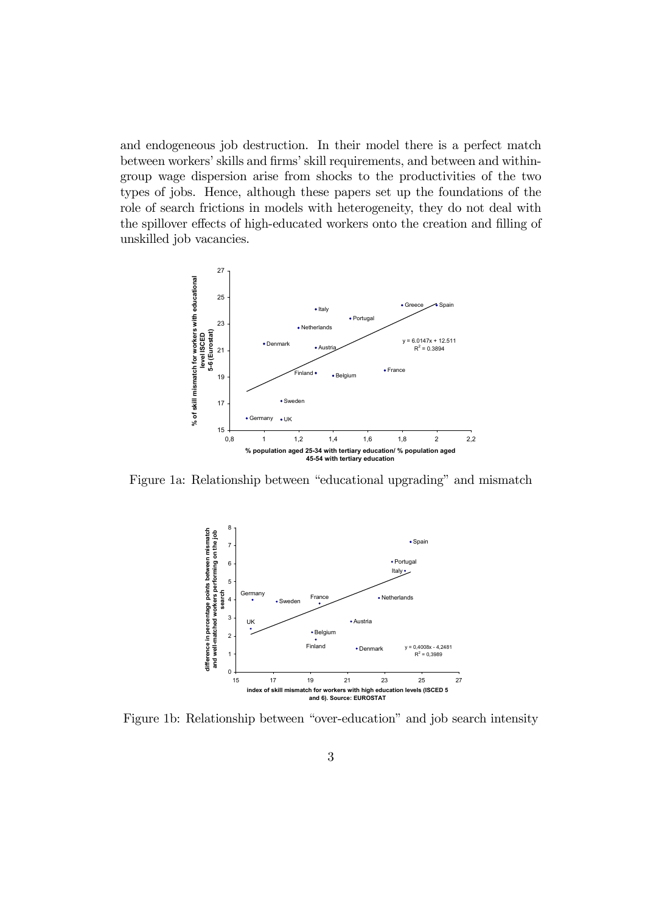and endogeneous job destruction. In their model there is a perfect match between workers' skills and firms' skill requirements, and between and within-group wage dispersion arise from shocks to the productivities of the two types of jobs. Hence, although these papers set up the foundations of the role of search frictions in models with heterogeneity, they do not deal with the spillover effects of high-educated workers onto the creation and filling of unskilled job vacancies.

Figure 1a: Relationship between "educational upgrading" and mismatch

Figure 1b: Relationship between "over-education" and job search intensity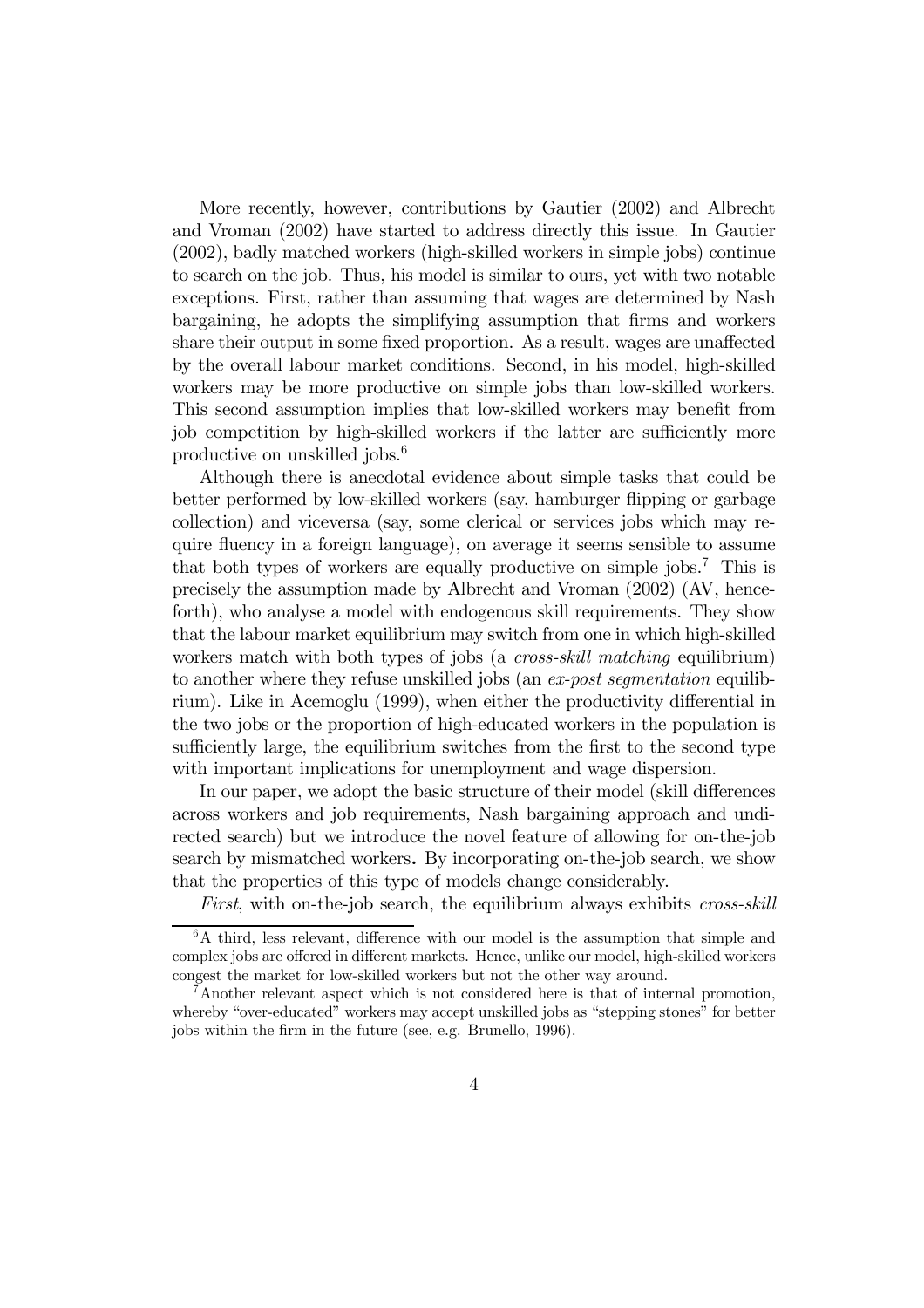More recently, however, contributions by Gautier (2002) and Albrecht and Vroman (2002) have started to address directly this issue. In Gautier (2002), badly matched workers (high-skilled workers in simple jobs) continue to search on the job. Thus, his model is similar to ours, yet with two notable exceptions. First, rather than assuming that wages are determined by Nash bargaining, he adopts the simplifying assumption that firms and workers share their output in some fixed proportion. As a result, wages are unaffected by the overall labour market conditions. Second, in his model, high-skilled workers may be more productive on simple jobs than low-skilled workers. This second assumption implies that low-skilled workers may benefit from job competition by high-skilled workers if the latter are sufficiently more productive on unskilled jobs.[6]

Although there is anecdotal evidence about simple tasks that could be better performed by low-skilled workers (say, hamburger flipping or garbage collection) and viceversa (say, some clerical or services jobs which may require fluency in a foreign language), on average it seems sensible to assume that both types of workers are equally productive on simple jobs.[7] This is precisely the assumption made by Albrecht and Vroman (2002) (AV, henceforth), who analyse a model with endogenous skill requirements. They show that the labour market equilibrium may switch from one in which high-skilled workers match with both types of jobs (a *cross-skill matching* equilibrium) to another where they refuse unskilled jobs (an *ex-post segmentation* equilibrium). Like in Acemoglu (1999), when either the productivity differential in the two jobs or the proportion of high-educated workers in the population is sufficiently large, the equilibrium switches from the first to the second type with important implications for unemployment and wage dispersion.

In our paper, we adopt the basic structure of their model (skill differences across workers and job requirements, Nash bargaining approach and undirected search) but we introduce the novel feature of allowing for on-the-job search by mismatched workers**.** By incorporating on-the-job search, we show that the properties of this type of models change considerably.

*First*, with on-the-job search, the equilibrium always exhibits *cross-skill*

[6] A third, less relevant, difference with our model is the assumption that simple and complex jobs are offered in different markets. Hence, unlike our model, high-skilled workers congest the market for low-skilled workers but not the other way around.

[7] Another relevant aspect which is not considered here is that of internal promotion, whereby "over-educated" workers may accept unskilled jobs as "stepping stones" for better jobs within the firm in the future (see, e.g. Brunello, 1996).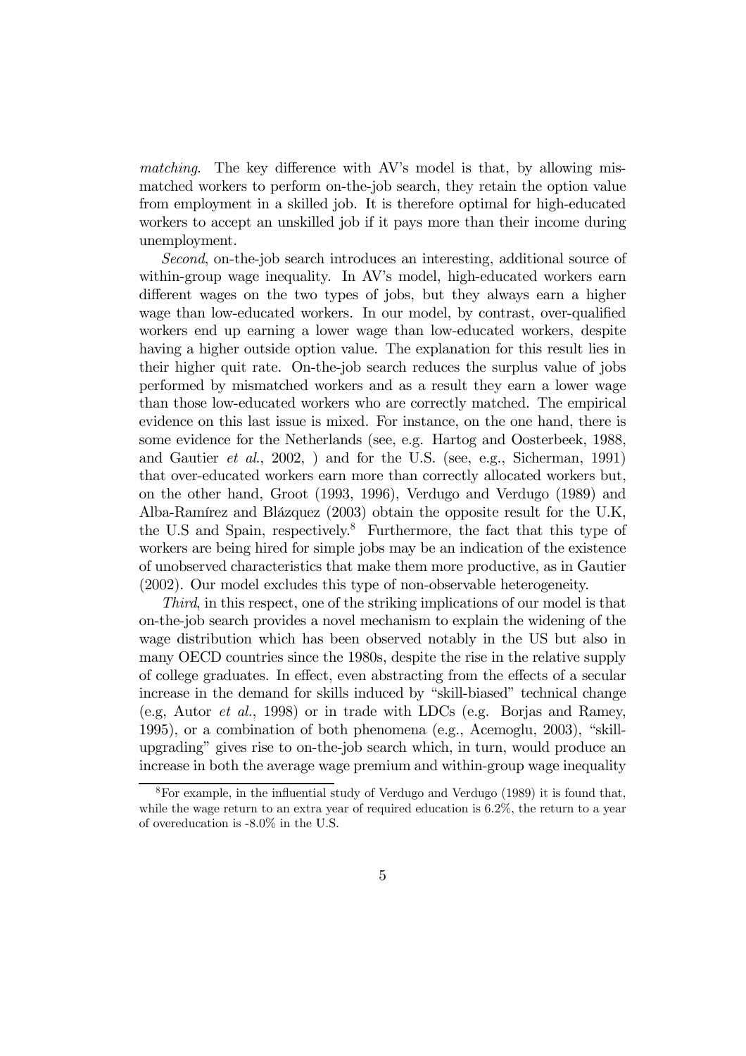*matching*. The key difference with AV's model is that, by allowing mismatched workers to perform on-the-job search, they retain the option value from employment in a skilled job. It is therefore optimal for high-educated workers to accept an unskilled job if it pays more than their income during unemployment.

*Second*, on-the-job search introduces an interesting, additional source of within-group wage inequality. In AV's model, high-educated workers earn different wages on the two types of jobs, but they always earn a higher wage than low-educated workers. In our model, by contrast, over-qualified workers end up earning a lower wage than low-educated workers, despite having a higher outside option value. The explanation for this result lies in their higher quit rate. On-the-job search reduces the surplus value of jobs performed by mismatched workers and as a result they earn a lower wage than those low-educated workers who are correctly matched. The empirical evidence on this last issue is mixed. For instance, on the one hand, there is some evidence for the Netherlands (see, e.g. Hartog and Oosterbeek, 1988, and Gautier *et al.*, 2002, ) and for the U.S. (see, e.g., Sicherman, 1991) that over-educated workers earn more than correctly allocated workers but, on the other hand, Groot (1993, 1996), Verdugo and Verdugo (1989) and Alba-Ramírez and Blázquez (2003) obtain the opposite result for the U.K, the U.S and Spain, respectively.[8] Furthermore, the fact that this type of workers are being hired for simple jobs may be an indication of the existence of unobserved characteristics that make them more productive, as in Gautier (2002). Our model excludes this type of non-observable heterogeneity.

*Third*, in this respect, one of the striking implications of our model is that on-the-job search provides a novel mechanism to explain the widening of the wage distribution which has been observed notably in the US but also in many OECD countries since the 1980s, despite the rise in the relative supply of college graduates. In effect, even abstracting from the effects of a secular increase in the demand for skills induced by "skill-biased" technical change (e.g, Autor *et al.*, 1998) or in trade with LDCs (e.g. Borjas and Ramey, 1995), or a combination of both phenomena (e.g., Acemoglu, 2003), "skill-upgrading" gives rise to on-the-job search which, in turn, would produce an increase in both the average wage premium and within-group wage inequality

[8] For example, in the influential study of Verdugo and Verdugo (1989) it is found that, while the wage return to an extra year of required education is 6.2%, the return to a year of overeducation is -8.0% in the U.S.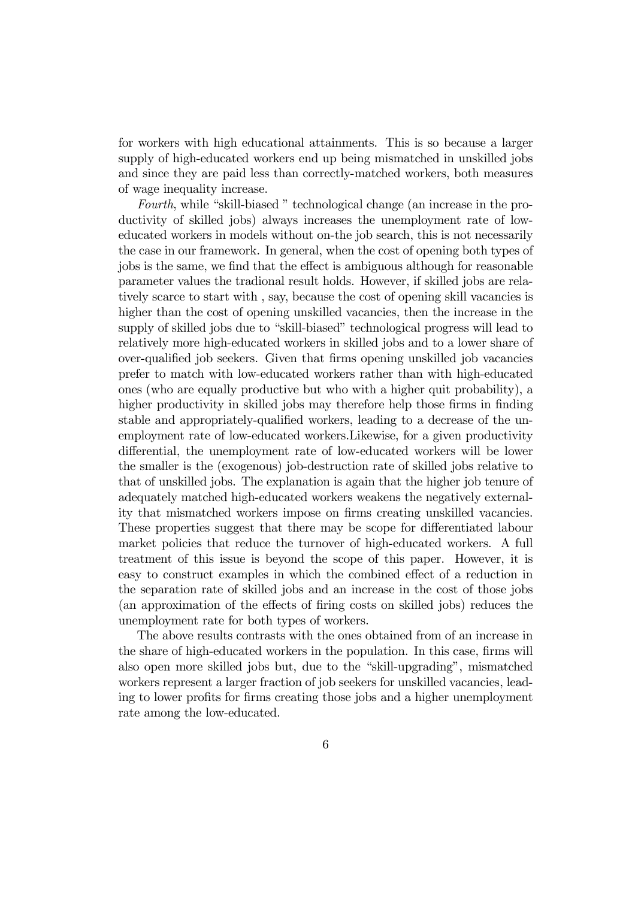for workers with high educational attainments. This is so because a larger supply of high-educated workers end up being mismatched in unskilled jobs and since they are paid less than correctly-matched workers, both measures of wage inequality increase.

*Fourth*, while "skill-biased " technological change (an increase in the productivity of skilled jobs) always increases the unemployment rate of low-educated workers in models without on-the job search, this is not necessarily the case in our framework. In general, when the cost of opening both types of jobs is the same, we find that the effect is ambiguous although for reasonable parameter values the tradional result holds. However, if skilled jobs are relatively scarce to start with , say, because the cost of opening skill vacancies is higher than the cost of opening unskilled vacancies, then the increase in the supply of skilled jobs due to "skill-biased" technological progress will lead to relatively more high-educated workers in skilled jobs and to a lower share of over-qualified job seekers. Given that firms opening unskilled job vacancies prefer to match with low-educated workers rather than with high-educated ones (who are equally productive but who with a higher quit probability), a higher productivity in skilled jobs may therefore help those firms in finding stable and appropriately-qualified workers, leading to a decrease of the unemployment rate of low-educated workers.Likewise, for a given productivity differential, the unemployment rate of low-educated workers will be lower the smaller is the (exogenous) job-destruction rate of skilled jobs relative to that of unskilled jobs. The explanation is again that the higher job tenure of adequately matched high-educated workers weakens the negatively externality that mismatched workers impose on firms creating unskilled vacancies. These properties suggest that there may be scope for differentiated labour market policies that reduce the turnover of high-educated workers. A full treatment of this issue is beyond the scope of this paper. However, it is easy to construct examples in which the combined effect of a reduction in the separation rate of skilled jobs and an increase in the cost of those jobs (an approximation of the effects of firing costs on skilled jobs) reduces the unemployment rate for both types of workers.

The above results contrasts with the ones obtained from of an increase in the share of high-educated workers in the population. In this case, firms will also open more skilled jobs but, due to the "skill-upgrading", mismatched workers represent a larger fraction of job seekers for unskilled vacancies, leading to lower profits for firms creating those jobs and a higher unemployment rate among the low-educated.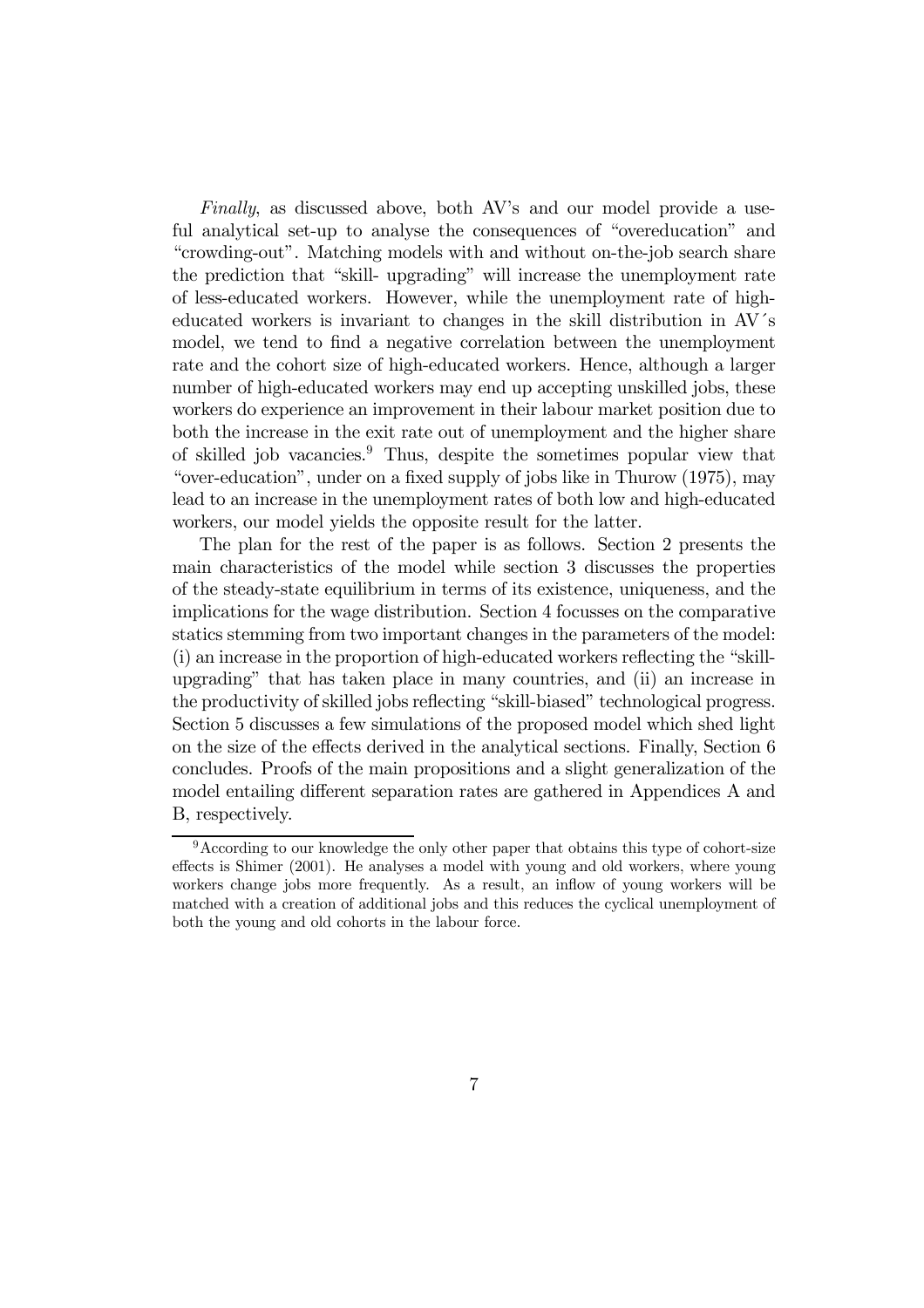*Finally*, as discussed above, both AV's and our model provide a useful analytical set-up to analyse the consequences of "overeducation" and "crowding-out". Matching models with and without on-the-job search share the prediction that "skill- upgrading" will increase the unemployment rate of less-educated workers. However, while the unemployment rate of high-educated workers is invariant to changes in the skill distribution in AV´s model, we tend to find a negative correlation between the unemployment rate and the cohort size of high-educated workers. Hence, although a larger number of high-educated workers may end up accepting unskilled jobs, these workers do experience an improvement in their labour market position due to both the increase in the exit rate out of unemployment and the higher share of skilled job vacancies.[9] Thus, despite the sometimes popular view that "over-education", under on a fixed supply of jobs like in Thurow (1975), may lead to an increase in the unemployment rates of both low and high-educated workers, our model yields the opposite result for the latter.

The plan for the rest of the paper is as follows. Section 2 presents the main characteristics of the model while section 3 discusses the properties of the steady-state equilibrium in terms of its existence, uniqueness, and the implications for the wage distribution. Section 4 focusses on the comparative statics stemming from two important changes in the parameters of the model: (i) an increase in the proportion of high-educated workers reflecting the "skill-upgrading" that has taken place in many countries, and (ii) an increase in the productivity of skilled jobs reflecting "skill-biased" technological progress. Section 5 discusses a few simulations of the proposed model which shed light on the size of the effects derived in the analytical sections. Finally, Section 6 concludes. Proofs of the main propositions and a slight generalization of the model entailing different separation rates are gathered in Appendices A and B, respectively.

[9] According to our knowledge the only other paper that obtains this type of cohort-size effects is Shimer (2001). He analyses a model with young and old workers, where young workers change jobs more frequently. As a result, an inflow of young workers will be matched with a creation of additional jobs and this reduces the cyclical unemployment of both the young and old cohorts in the labour force.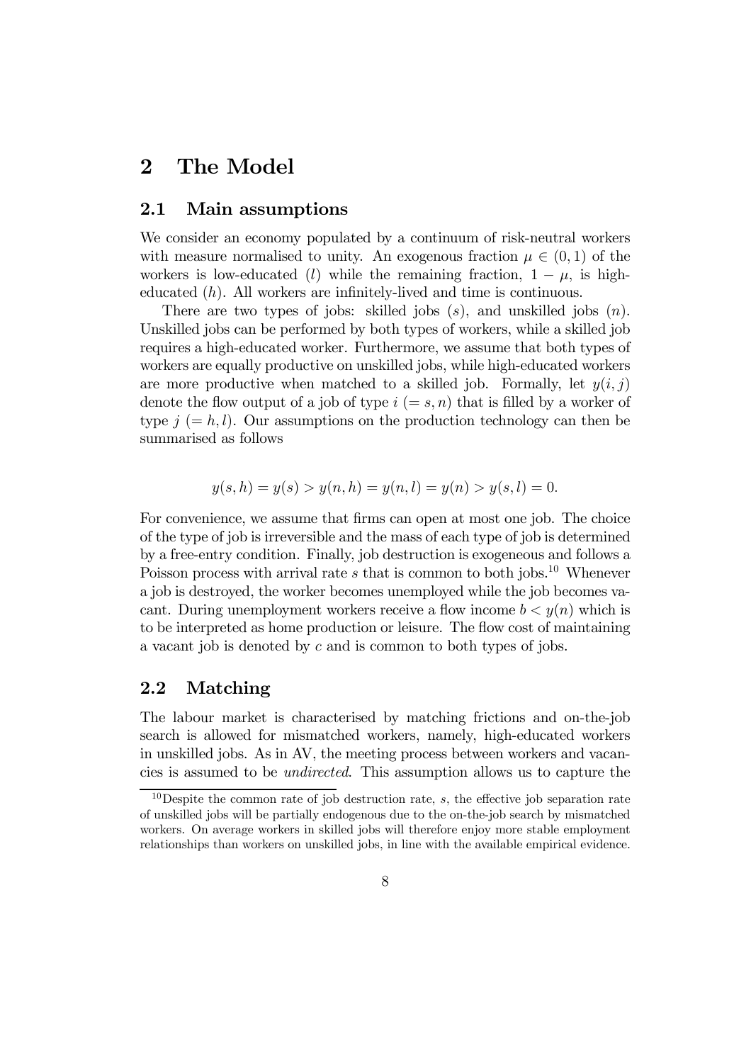# 2 The Model

## 2.1 Main assumptions

We consider an economy populated by a continuum of risk-neutral workers with measure normalised to unity. An exogenous fraction $\mu \in (0,1)$ of the workers is low-educated ($l$) while the remaining fraction, $1-\mu$, is high-educated ($h$). All workers are infinitely-lived and time is continuous.

There are two types of jobs: skilled jobs ($s$), and unskilled jobs ($n$). Unskilled jobs can be performed by both types of workers, while a skilled job requires a high-educated worker. Furthermore, we assume that both types of workers are equally productive on unskilled jobs, while high-educated workers are more productive when matched to a skilled job. Formally, let $y(i,j)$ denote the flow output of a job of type $i$ $(= s, n)$ that is filled by a worker of type $j$ $(= h, l)$. Our assumptions on the production technology can then be summarised as follows

$$y(s,h) = y(s) > y(n,h) = y(n,l) = y(n) > y(s,l) = 0.$$

For convenience, we assume that firms can open at most one job. The choice of the type of job is irreversible and the mass of each type of job is determined by a free-entry condition. Finally, job destruction is exogeneous and follows a Poisson process with arrival rate $s$ that is common to both jobs.[10] Whenever a job is destroyed, the worker becomes unemployed while the job becomes vacant. During unemployment workers receive a flow income $b < y(n)$ which is to be interpreted as home production or leisure. The flow cost of maintaining a vacant job is denoted by $c$ and is common to both types of jobs.

## 2.2 Matching

The labour market is characterised by matching frictions and on-the-job search is allowed for mismatched workers, namely, high-educated workers in unskilled jobs. As in AV, the meeting process between workers and vacancies is assumed to be *undirected*. This assumption allows us to capture the

[10] Despite the common rate of job destruction rate, $s$, the effective job separation rate of unskilled jobs will be partially endogenous due to the on-the-job search by mismatched workers. On average workers in skilled jobs will therefore enjoy more stable employment relationships than workers on unskilled jobs, in line with the available empirical evidence.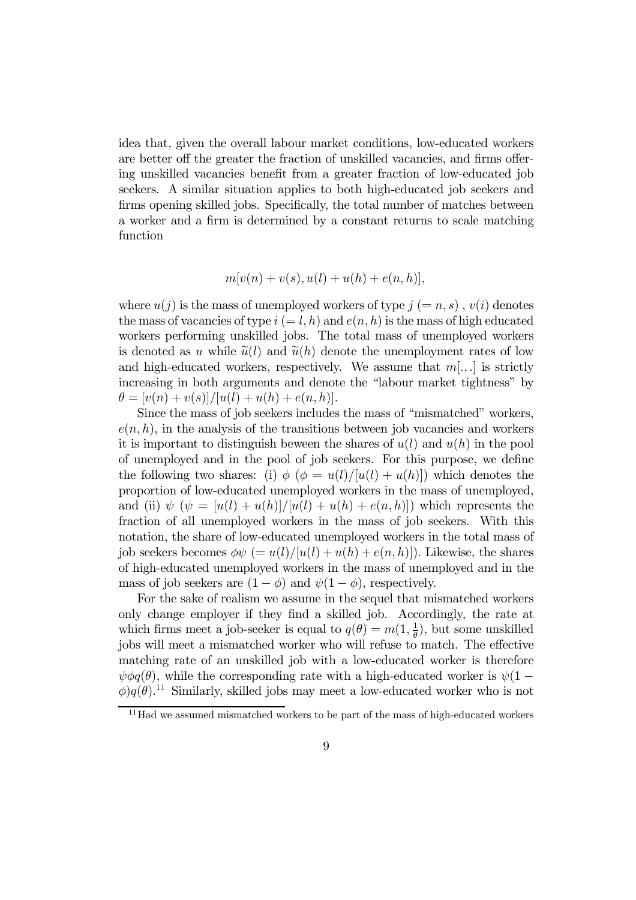idea that, given the overall labour market conditions, low-educated workers are better off the greater the fraction of unskilled vacancies, and firms offering unskilled vacancies benefit from a greater fraction of low-educated job seekers. A similar situation applies to both high-educated job seekers and firms opening skilled jobs. Specifically, the total number of matches between a worker and a firm is determined by a constant returns to scale matching function

$$m[v(n) + v(s), u(l) + u(h) + e(n, h)],$$

where $u(j)$ is the mass of unemployed workers of type $j$ $(= n, s)$ , $v(i)$ denotes the mass of vacancies of type $i$ $(= l, h)$ and $e(n, h)$ is the mass of high educated workers performing unskilled jobs. The total mass of unemployed workers is denoted as $u$ while $\widetilde{u}(l)$ and $\widetilde{u}(h)$ denote the unemployment rates of low and high-educated workers, respectively. We assume that $m[.,.]$ is strictly increasing in both arguments and denote the "labour market tightness" by $\theta = [v(n) + v(s)]/[u(l) + u(h) + e(n, h)]$.

Since the mass of job seekers includes the mass of "mismatched" workers, $e(n, h)$, in the analysis of the transitions between job vacancies and workers it is important to distinguish beween the shares of $u(l)$ and $u(h)$ in the pool of unemployed and in the pool of job seekers. For this purpose, we define the following two shares: (i) $\phi$ ($\phi = u(l)/[u(l) + u(h)]$) which denotes the proportion of low-educated unemployed workers in the mass of unemployed, and (ii) $\psi$ ($\psi = [u(l) + u(h)]/[u(l) + u(h) + e(n, h)]$) which represents the fraction of all unemployed workers in the mass of job seekers. With this notation, the share of low-educated unemployed workers in the total mass of job seekers becomes $\phi\psi$ $(= u(l)/[u(l) + u(h) + e(n, h)])$. Likewise, the shares of high-educated unemployed workers in the mass of unemployed and in the mass of job seekers are $(1 - \phi)$ and $\psi(1 - \phi)$, respectively.

For the sake of realism we assume in the sequel that mismatched workers only change employer if they find a skilled job. Accordingly, the rate at which firms meet a job-seeker is equal to $q(\theta) = m(1, \frac{1}{\theta})$, but some unskilled jobs will meet a mismatched worker who will refuse to match. The effective matching rate of an unskilled job with a low-educated worker is therefore $\psi\phi q(\theta)$, while the corresponding rate with a high-educated worker is $\psi(1 - \phi)q(\theta)$.[11] Similarly, skilled jobs may meet a low-educated worker who is not

[11] Had we assumed mismatched workers to be part of the mass of high-educated workers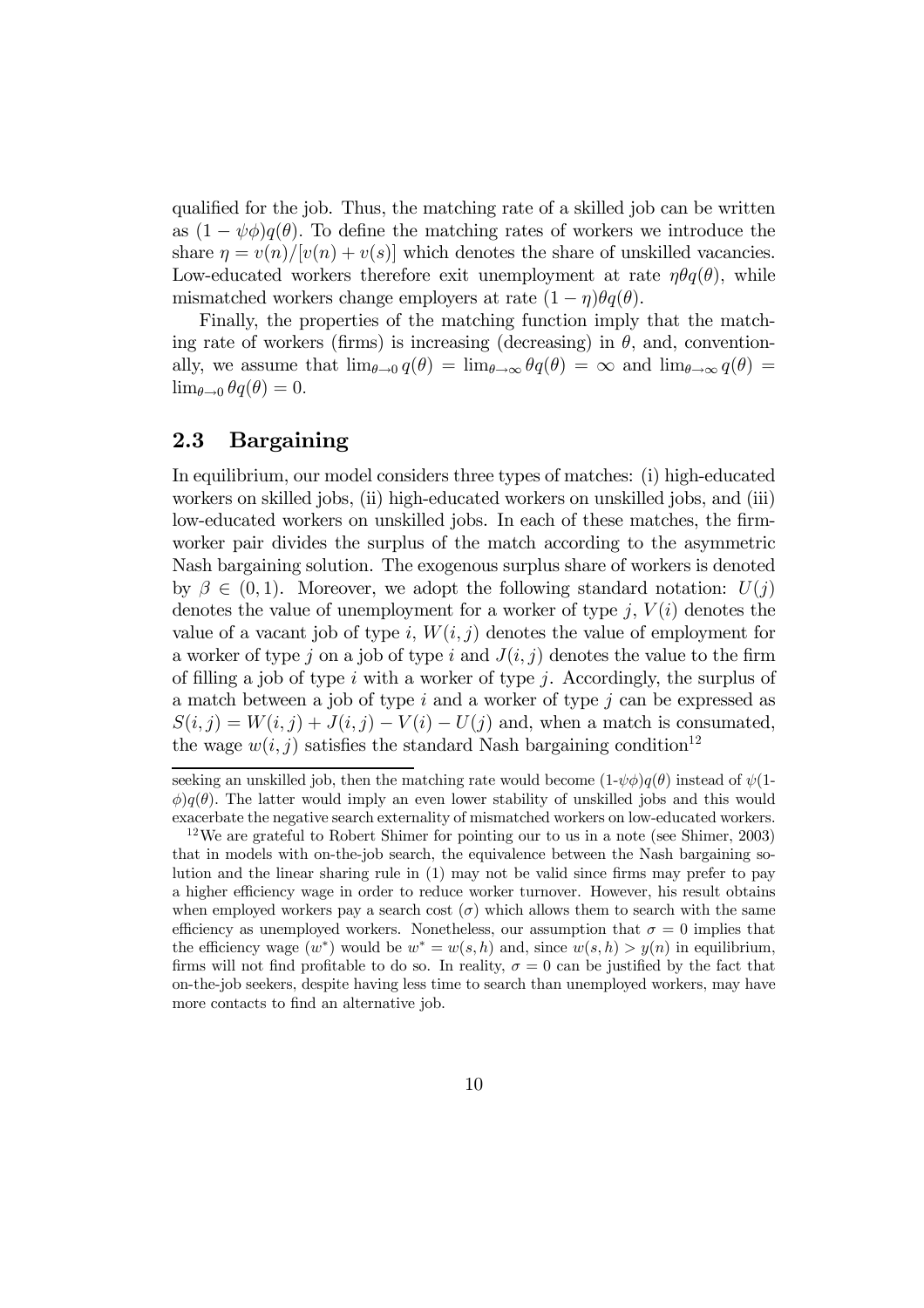qualified for the job. Thus, the matching rate of a skilled job can be written as $(1-\psi\phi)q(\theta)$. To define the matching rates of workers we introduce the share $\eta = v(n)/[v(n)+v(s)]$ which denotes the share of unskilled vacancies. Low-educated workers therefore exit unemployment at rate $\eta\theta q(\theta)$, while mismatched workers change employers at rate $(1-\eta)\theta q(\theta)$.

Finally, the properties of the matching function imply that the matching rate of workers (firms) is increasing (decreasing) in $\theta$, and, conventionally, we assume that $\lim_{\theta\to 0} q(\theta) = \lim_{\theta\to\infty} \theta q(\theta) = \infty$ and $\lim_{\theta\to\infty} q(\theta) = \lim_{\theta\to 0} \theta q(\theta) = 0$.

## 2.3 Bargaining

In equilibrium, our model considers three types of matches: (i) high-educated workers on skilled jobs, (ii) high-educated workers on unskilled jobs, and (iii) low-educated workers on unskilled jobs. In each of these matches, the firm-worker pair divides the surplus of the match according to the asymmetric Nash bargaining solution. The exogenous surplus share of workers is denoted by $\beta \in (0,1)$. Moreover, we adopt the following standard notation: $U(j)$ denotes the value of unemployment for a worker of type $j$, $V(i)$ denotes the value of a vacant job of type $i$, $W(i,j)$ denotes the value of employment for a worker of type $j$ on a job of type $i$ and $J(i,j)$ denotes the value to the firm of filling a job of type $i$ with a worker of type $j$. Accordingly, the surplus of a match between a job of type $i$ and a worker of type $j$ can be expressed as $S(i,j) = W(i,j) + J(i,j) - V(i) - U(j)$ and, when a match is consumated, the wage $w(i,j)$ satisfies the standard Nash bargaining condition[12]

---

seeking an unskilled job, then the matching rate would become $(1\text{-}\psi\phi)q(\theta)$ instead of $\psi(1\text{-}\phi)q(\theta)$. The latter would imply an even lower stability of unskilled jobs and this would exacerbate the negative search externality of mismatched workers on low-educated workers.

[12] We are grateful to Robert Shimer for pointing our to us in a note (see Shimer, 2003) that in models with on-the-job search, the equivalence between the Nash bargaining solution and the linear sharing rule in (1) may not be valid since firms may prefer to pay a higher efficiency wage in order to reduce worker turnover. However, his result obtains when employed workers pay a search cost ($\sigma$) which allows them to search with the same efficiency as unemployed workers. Nonetheless, our assumption that $\sigma = 0$ implies that the efficiency wage ($w^*$) would be $w^* = w(s,h)$ and, since $w(s,h) > y(n)$ in equilibrium, firms will not find profitable to do so. In reality, $\sigma = 0$ can be justified by the fact that on-the-job seekers, despite having less time to search than unemployed workers, may have more contacts to find an alternative job.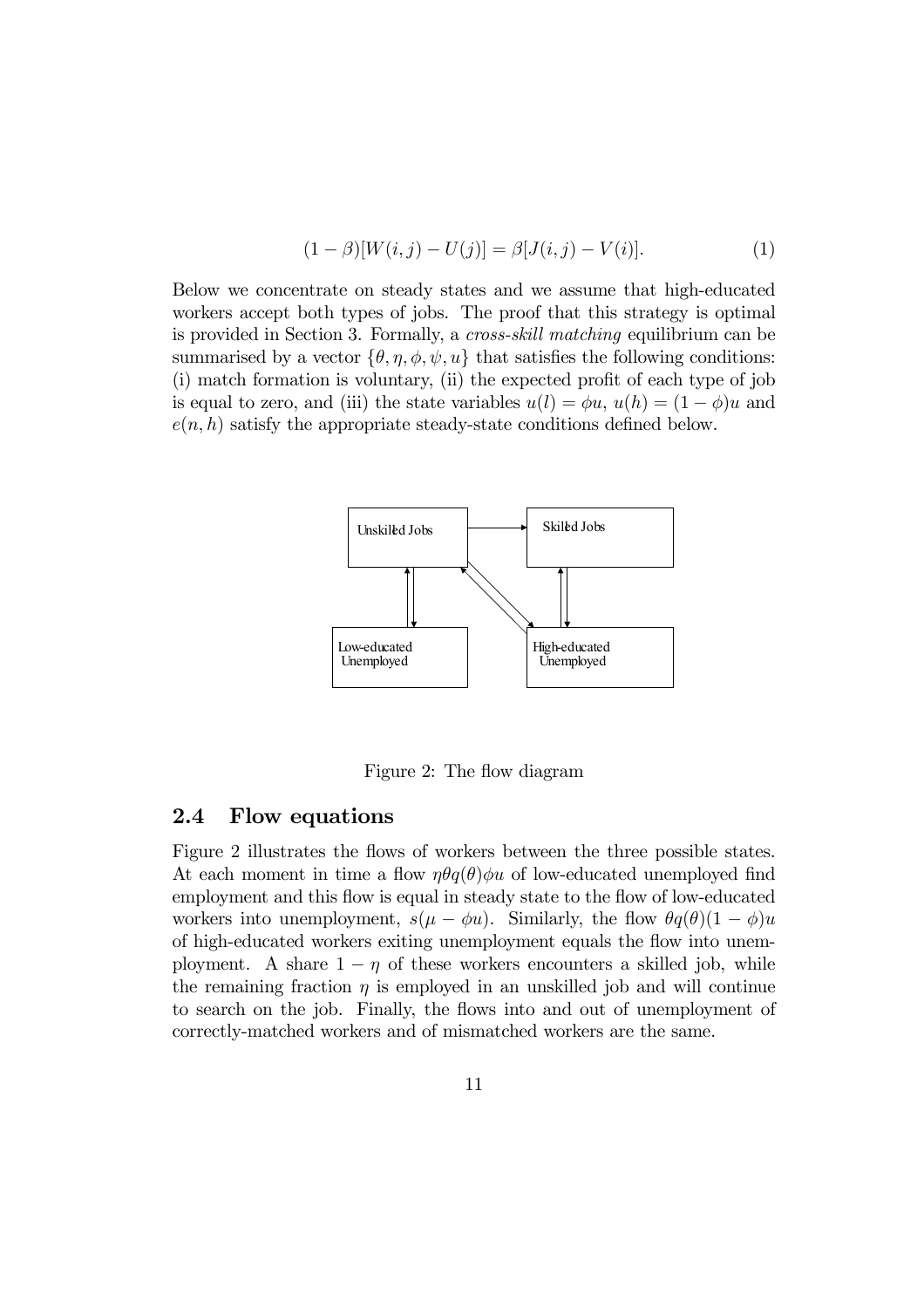$$(1-\beta)[W(i,j) - U(j)] = \beta[J(i,j) - V(i)]. \tag{1}$$

Below we concentrate on steady states and we assume that high-educated workers accept both types of jobs. The proof that this strategy is optimal is provided in Section 3. Formally, a *cross-skill matching* equilibrium can be summarised by a vector $\{\theta, \eta, \phi, \psi, u\}$ that satisfies the following conditions: (i) match formation is voluntary, (ii) the expected profit of each type of job is equal to zero, and (iii) the state variables $u(l) = \phi u$, $u(h) = (1-\phi)u$ and $e(n,h)$ satisfy the appropriate steady-state conditions defined below.

Figure 2: The flow diagram

## 2.4 Flow equations

Figure 2 illustrates the flows of workers between the three possible states. At each moment in time a flow $\eta\theta q(\theta)\phi u$ of low-educated unemployed find employment and this flow is equal in steady state to the flow of low-educated workers into unemployment, $s(\mu - \phi u)$. Similarly, the flow $\theta q(\theta)(1-\phi)u$ of high-educated workers exiting unemployment equals the flow into unemployment. A share $1-\eta$ of these workers encounters a skilled job, while the remaining fraction $\eta$ is employed in an unskilled job and will continue to search on the job. Finally, the flows into and out of unemployment of correctly-matched workers and of mismatched workers are the same.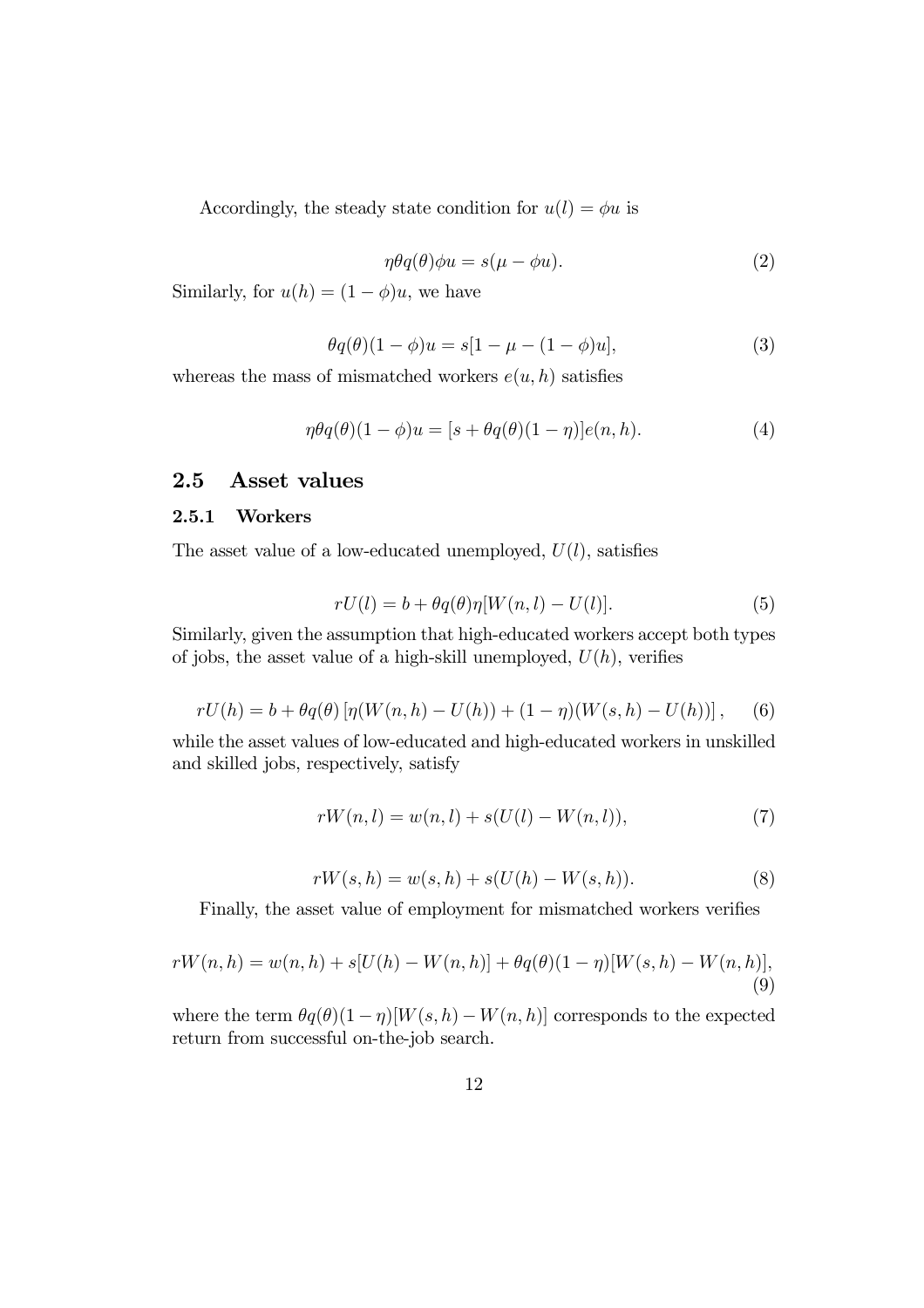Accordingly, the steady state condition for $u(l) = \phi u$ is

$$\eta\theta q(\theta)\phi u = s(\mu - \phi u). \tag{2}$$

Similarly, for $u(h) = (1 - \phi)u$, we have

$$\theta q(\theta)(1 - \phi)u = s[1 - \mu - (1 - \phi)u], \tag{3}$$

whereas the mass of mismatched workers $e(u, h)$ satisfies

$$\eta\theta q(\theta)(1 - \phi)u = [s + \theta q(\theta)(1 - \eta)]e(n, h). \tag{4}$$

## 2.5 Asset values

### 2.5.1 Workers

The asset value of a low-educated unemployed, $U(l)$, satisfies

$$rU(l) = b + \theta q(\theta)\eta[W(n, l) - U(l)]. \tag{5}$$

Similarly, given the assumption that high-educated workers accept both types of jobs, the asset value of a high-skill unemployed, $U(h)$, verifies

$$rU(h) = b + \theta q(\theta)\left[\eta(W(n, h) - U(h)) + (1 - \eta)(W(s, h) - U(h))\right], \tag{6}$$

while the asset values of low-educated and high-educated workers in unskilled and skilled jobs, respectively, satisfy

$$rW(n, l) = w(n, l) + s(U(l) - W(n, l)), \tag{7}$$

$$rW(s, h) = w(s, h) + s(U(h) - W(s, h)). \tag{8}$$

Finally, the asset value of employment for mismatched workers verifies

$$rW(n, h) = w(n, h) + s[U(h) - W(n, h)] + \theta q(\theta)(1 - \eta)[W(s, h) - W(n, h)], \tag{9}$$

where the term $\theta q(\theta)(1 - \eta)[W(s, h) - W(n, h)]$ corresponds to the expected return from successful on-the-job search.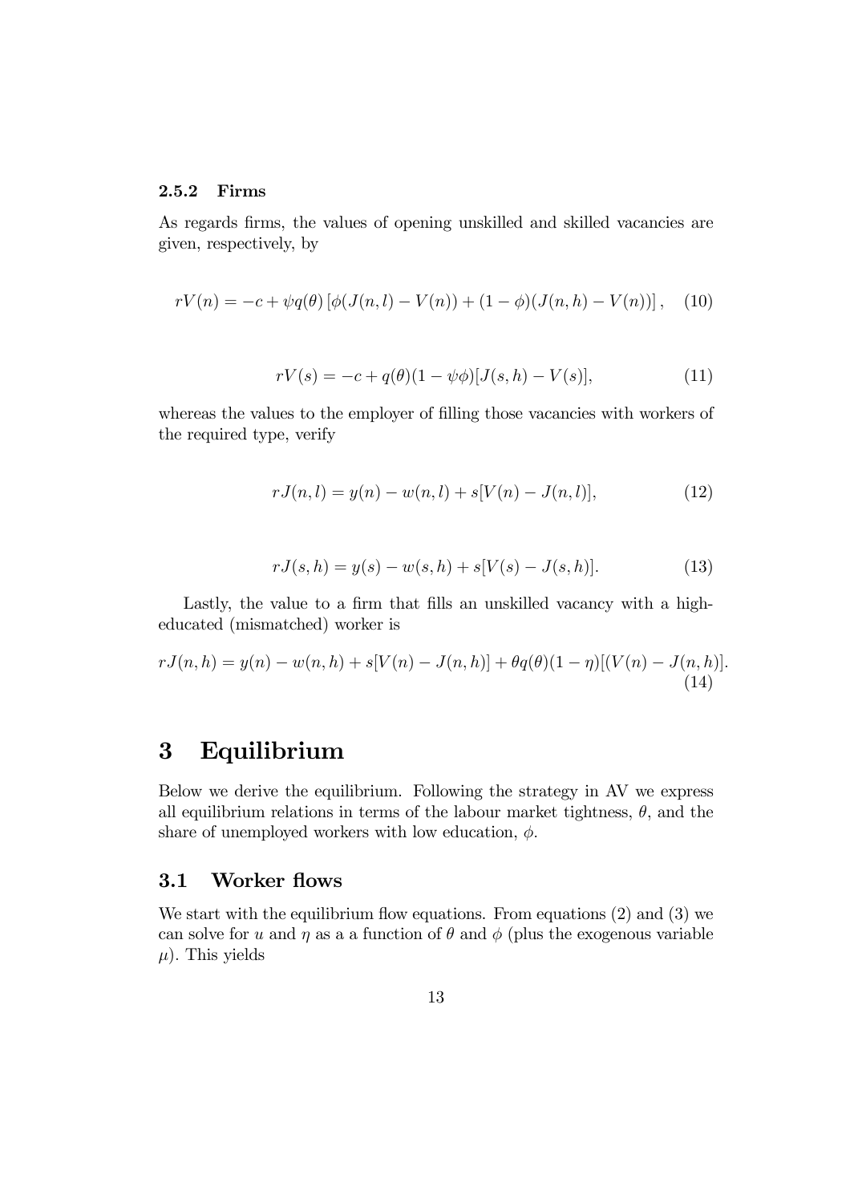### 2.5.2 Firms

As regards firms, the values of opening unskilled and skilled vacancies are given, respectively, by

$$rV(n) = -c + \psi q(\theta) \left[ \phi(J(n,l) - V(n)) + (1-\phi)(J(n,h) - V(n)) \right], \quad (10)$$

$$rV(s) = -c + q(\theta)(1 - \psi\phi)[J(s,h) - V(s)], \quad (11)$$

whereas the values to the employer of filling those vacancies with workers of the required type, verify

$$rJ(n,l) = y(n) - w(n,l) + s[V(n) - J(n,l)], \quad (12)$$

$$rJ(s,h) = y(s) - w(s,h) + s[V(s) - J(s,h)]. \quad (13)$$

Lastly, the value to a firm that fills an unskilled vacancy with a high-educated (mismatched) worker is

$$rJ(n,h) = y(n) - w(n,h) + s[V(n) - J(n,h)] + \theta q(\theta)(1-\eta)[(V(n) - J(n,h)]. \quad (14)$$

# 3 Equilibrium

Below we derive the equilibrium. Following the strategy in AV we express all equilibrium relations in terms of the labour market tightness, $\theta$, and the share of unemployed workers with low education, $\phi$.

## 3.1 Worker flows

We start with the equilibrium flow equations. From equations (2) and (3) we can solve for $u$ and $\eta$ as a a function of $\theta$ and $\phi$ (plus the exogenous variable $\mu$). This yields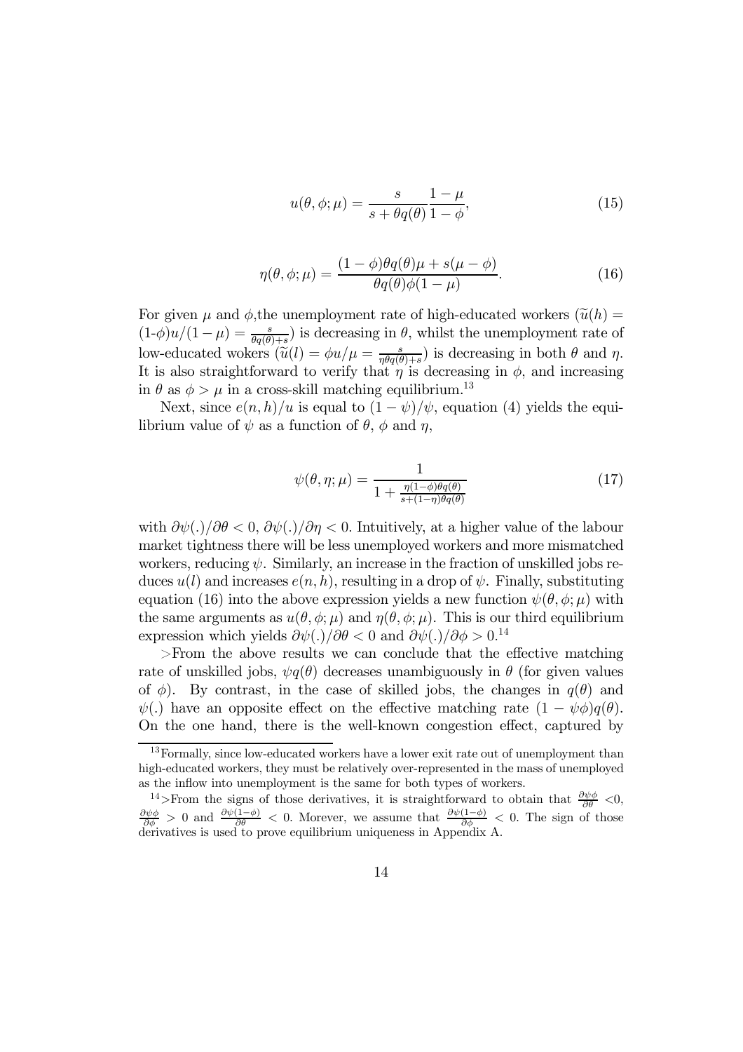$$u(\theta, \phi; \mu) = \frac{s}{s + \theta q(\theta)} \frac{1 - \mu}{1 - \phi}, \tag{15}$$

$$\eta(\theta, \phi; \mu) = \frac{(1 - \phi)\theta q(\theta)\mu + s(\mu - \phi)}{\theta q(\theta)\phi(1 - \mu)}. \tag{16}$$

For given $\mu$ and $\phi$,the unemployment rate of high-educated workers ($\widetilde{u}(h) = (1\text{-}\phi)u/(1 - \mu) = \frac{s}{\theta q(\theta)+s}$) is decreasing in $\theta$, whilst the unemployment rate of low-educated wokers ($\widetilde{u}(l) = \phi u/\mu = \frac{s}{\eta\theta q(\theta)+s}$) is decreasing in both $\theta$ and $\eta$. It is also straightforward to verify that $\eta$ is decreasing in $\phi$, and increasing in $\theta$ as $\phi > \mu$ in a cross-skill matching equilibrium.[13]

Next, since $e(n, h)/u$ is equal to $(1 - \psi)/\psi$, equation (4) yields the equilibrium value of $\psi$ as a function of $\theta$, $\phi$ and $\eta$,

$$\psi(\theta, \eta; \mu) = \frac{1}{1 + \frac{\eta(1-\phi)\theta q(\theta)}{s+(1-\eta)\theta q(\theta)}} \tag{17}$$

with $\partial\psi(.)/\partial\theta < 0$, $\partial\psi(.)/\partial\eta < 0$. Intuitively, at a higher value of the labour market tightness there will be less unemployed workers and more mismatched workers, reducing $\psi$. Similarly, an increase in the fraction of unskilled jobs reduces $u(l)$ and increases $e(n, h)$, resulting in a drop of $\psi$. Finally, substituting equation (16) into the above expression yields a new function $\psi(\theta, \phi; \mu)$ with the same arguments as $u(\theta, \phi; \mu)$ and $\eta(\theta, \phi; \mu)$. This is our third equilibrium expression which yields $\partial\psi(.)/\partial\theta < 0$ and $\partial\psi(.)/\partial\phi > 0$.[14]

>From the above results we can conclude that the effective matching rate of unskilled jobs, $\psi q(\theta)$ decreases unambiguously in $\theta$ (for given values of $\phi$). By contrast, in the case of skilled jobs, the changes in $q(\theta)$ and $\psi(.)$ have an opposite effect on the effective matching rate $(1 - \psi\phi)q(\theta)$. On the one hand, there is the well-known congestion effect, captured by

[13] Formally, since low-educated workers have a lower exit rate out of unemployment than high-educated workers, they must be relatively over-represented in the mass of unemployed as the inflow into unemployment is the same for both types of workers.

[14] >From the signs of those derivatives, it is straightforward to obtain that $\frac{\partial\psi\phi}{\partial\theta} < 0$, $\frac{\partial\psi\phi}{\partial\phi} > 0$ and $\frac{\partial\psi(1-\phi)}{\partial\theta} < 0$. Morever, we assume that $\frac{\partial\psi(1-\phi)}{\partial\phi} < 0$. The sign of those derivatives is used to prove equilibrium uniqueness in Appendix A.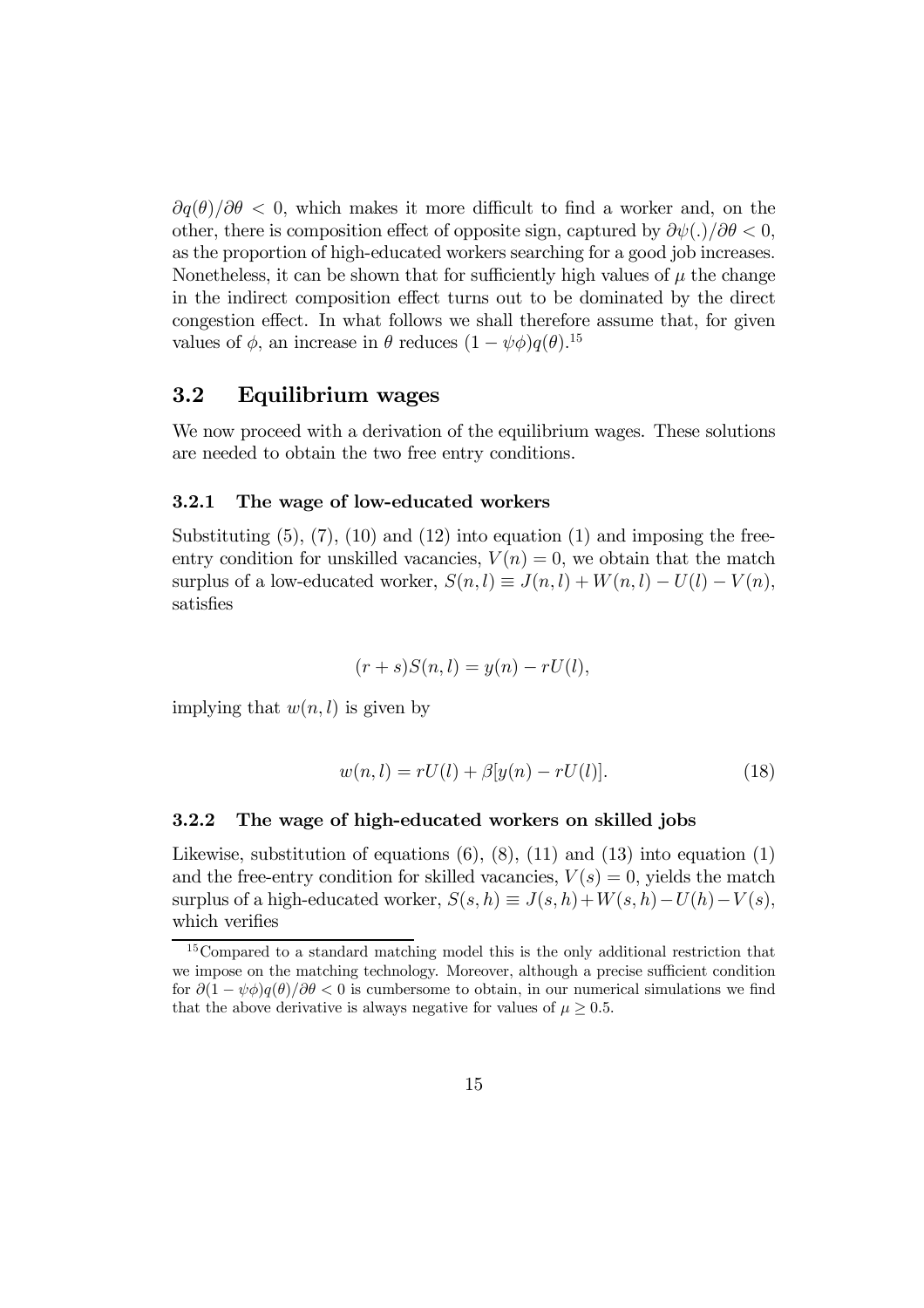$\partial q(\theta)/\partial\theta < 0$, which makes it more difficult to find a worker and, on the other, there is composition effect of opposite sign, captured by $\partial\psi(.)/\partial\theta < 0$, as the proportion of high-educated workers searching for a good job increases. Nonetheless, it can be shown that for sufficiently high values of $\mu$ the change in the indirect composition effect turns out to be dominated by the direct congestion effect. In what follows we shall therefore assume that, for given values of $\phi$, an increase in $\theta$ reduces $(1 - \psi\phi)q(\theta)$.[15]

## 3.2 Equilibrium wages

We now proceed with a derivation of the equilibrium wages. These solutions are needed to obtain the two free entry conditions.

### 3.2.1 The wage of low-educated workers

Substituting (5), (7), (10) and (12) into equation (1) and imposing the free-entry condition for unskilled vacancies, $V(n) = 0$, we obtain that the match surplus of a low-educated worker, $S(n, l) \equiv J(n, l) + W(n, l) - U(l) - V(n)$, satisfies

$$(r + s)S(n, l) = y(n) - rU(l),$$

implying that $w(n, l)$ is given by

$$w(n, l) = rU(l) + \beta[y(n) - rU(l)]. \tag{18}$$

### 3.2.2 The wage of high-educated workers on skilled jobs

Likewise, substitution of equations (6), (8), (11) and (13) into equation (1) and the free-entry condition for skilled vacancies, $V(s) = 0$, yields the match surplus of a high-educated worker, $S(s, h) \equiv J(s, h) + W(s, h) - U(h) - V(s)$, which verifies

[15] Compared to a standard matching model this is the only additional restriction that we impose on the matching technology. Moreover, although a precise sufficient condition for $\partial(1 - \psi\phi)q(\theta)/\partial\theta < 0$ is cumbersome to obtain, in our numerical simulations we find that the above derivative is always negative for values of $\mu \geq 0.5$.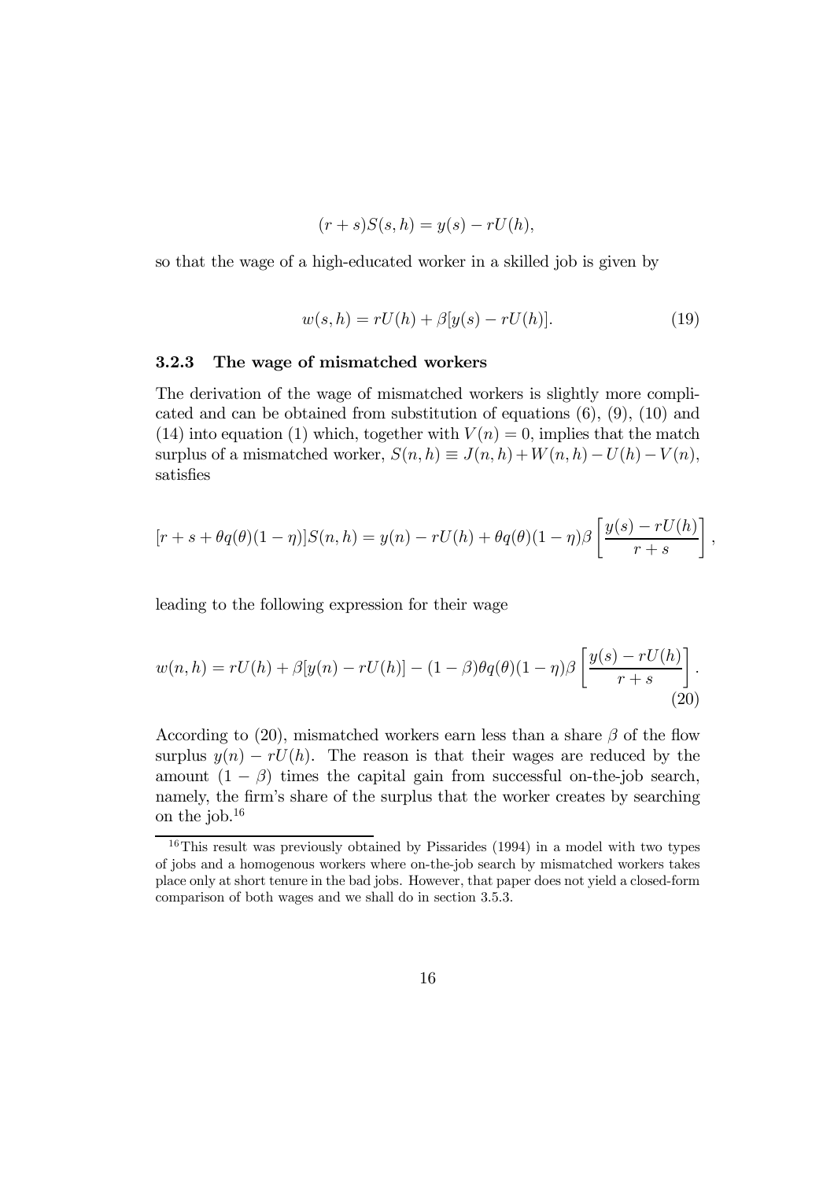$$(r+s)S(s,h) = y(s) - rU(h),$$

so that the wage of a high-educated worker in a skilled job is given by

$$w(s,h) = rU(h) + \beta[y(s) - rU(h)]. \tag{19}$$

### 3.2.3 The wage of mismatched workers

The derivation of the wage of mismatched workers is slightly more complicated and can be obtained from substitution of equations (6), (9), (10) and (14) into equation (1) which, together with $V(n) = 0$, implies that the match surplus of a mismatched worker, $S(n,h) \equiv J(n,h) + W(n,h) - U(h) - V(n)$, satisfies

$$[r + s + \theta q(\theta)(1-\eta)]S(n,h) = y(n) - rU(h) + \theta q(\theta)(1-\eta)\beta \left[\frac{y(s) - rU(h)}{r+s}\right],$$

leading to the following expression for their wage

$$w(n,h) = rU(h) + \beta[y(n) - rU(h)] - (1-\beta)\theta q(\theta)(1-\eta)\beta \left[\frac{y(s) - rU(h)}{r+s}\right]. \tag{20}$$

According to (20), mismatched workers earn less than a share $\beta$ of the flow surplus $y(n) - rU(h)$. The reason is that their wages are reduced by the amount $(1-\beta)$ times the capital gain from successful on-the-job search, namely, the firm's share of the surplus that the worker creates by searching on the job.[16]

[16] This result was previously obtained by Pissarides (1994) in a model with two types of jobs and a homogenous workers where on-the-job search by mismatched workers takes place only at short tenure in the bad jobs. However, that paper does not yield a closed-form comparison of both wages and we shall do in section 3.5.3.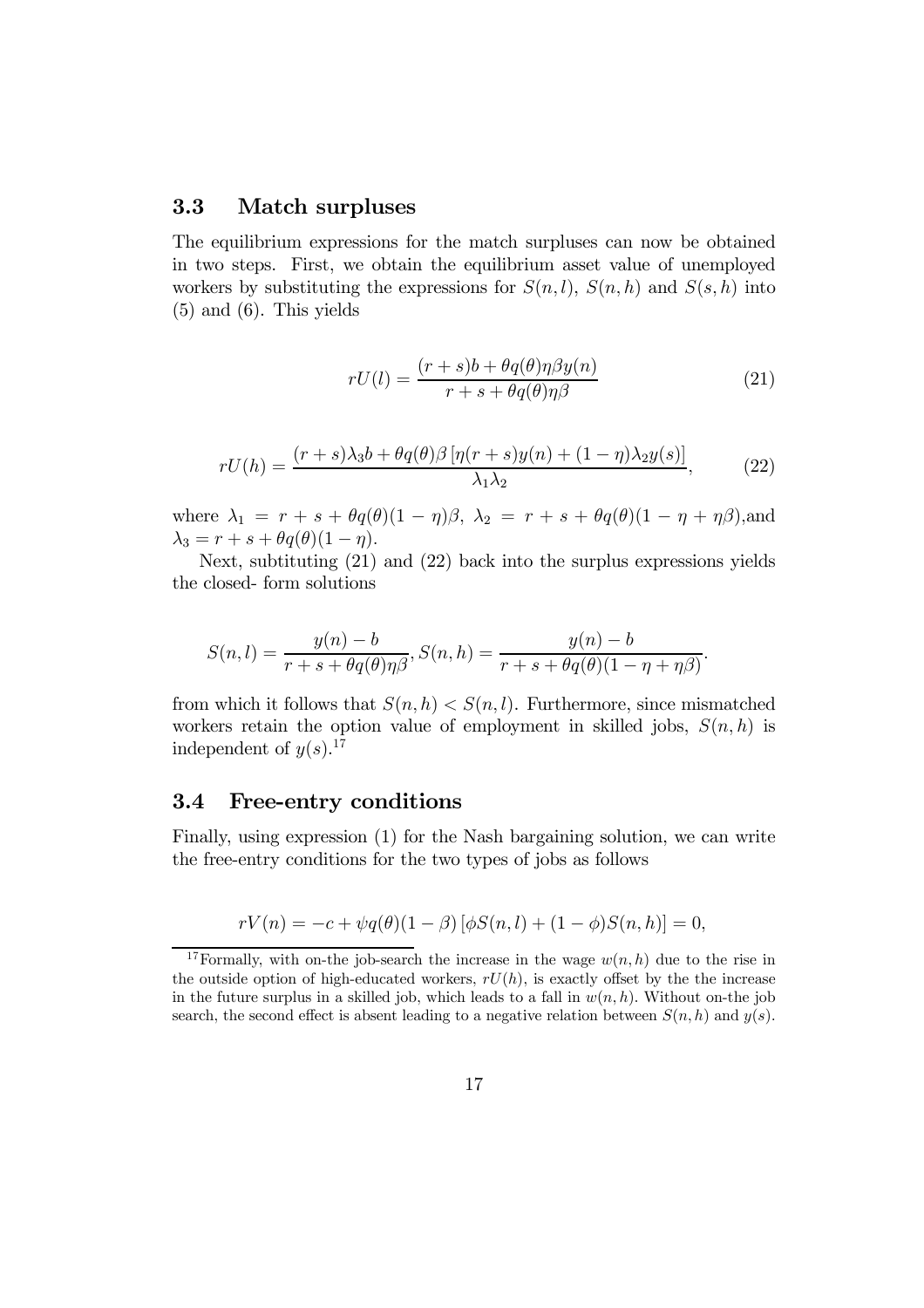## 3.3 Match surpluses

The equilibrium expressions for the match surpluses can now be obtained in two steps. First, we obtain the equilibrium asset value of unemployed workers by substituting the expressions for $S(n,l)$, $S(n,h)$ and $S(s,h)$ into (5) and (6). This yields

$$rU(l) = \frac{(r+s)b + \theta q(\theta)\eta\beta y(n)}{r+s+\theta q(\theta)\eta\beta} \tag{21}$$

$$rU(h) = \frac{(r+s)\lambda_3 b + \theta q(\theta)\beta\left[\eta(r+s)y(n) + (1-\eta)\lambda_2 y(s)\right]}{\lambda_1\lambda_2}, \tag{22}$$

where $\lambda_1 = r+s+\theta q(\theta)(1-\eta)\beta$, $\lambda_2 = r+s+\theta q(\theta)(1-\eta+\eta\beta)$,and $\lambda_3 = r+s+\theta q(\theta)(1-\eta)$.

Next, subtituting (21) and (22) back into the surplus expressions yields the closed- form solutions

$$S(n,l) = \frac{y(n)-b}{r+s+\theta q(\theta)\eta\beta}, S(n,h) = \frac{y(n)-b}{r+s+\theta q(\theta)(1-\eta+\eta\beta)}.$$

from which it follows that $S(n,h) < S(n,l)$. Furthermore, since mismatched workers retain the option value of employment in skilled jobs, $S(n,h)$ is independent of $y(s)$.[17]

## 3.4 Free-entry conditions

Finally, using expression (1) for the Nash bargaining solution, we can write the free-entry conditions for the two types of jobs as follows

$$rV(n) = -c + \psi q(\theta)(1-\beta)\left[\phi S(n,l) + (1-\phi)S(n,h)\right] = 0,$$

[17] Formally, with on-the job-search the increase in the wage $w(n,h)$ due to the rise in the outside option of high-educated workers, $rU(h)$, is exactly offset by the the increase in the future surplus in a skilled job, which leads to a fall in $w(n,h)$. Without on-the job search, the second effect is absent leading to a negative relation between $S(n,h)$ and $y(s)$.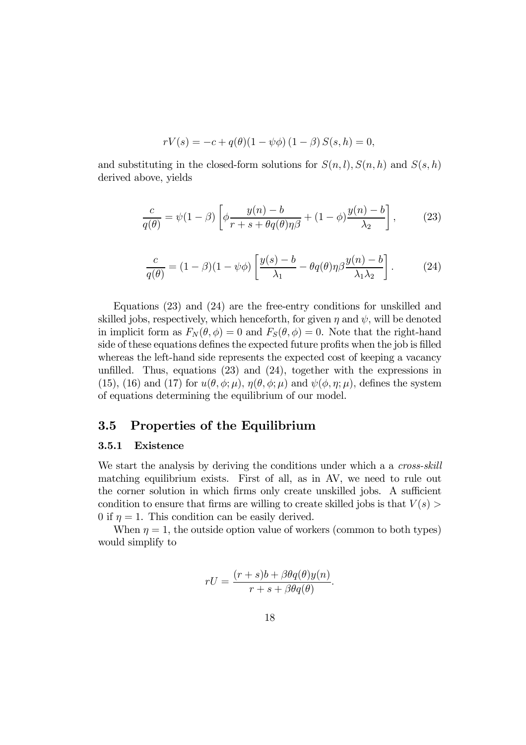$$rV(s) = -c + q(\theta)(1 - \psi\phi)(1 - \beta) S(s, h) = 0,$$

and substituting in the closed-form solutions for $S(n, l)$, $S(n, h)$ and $S(s, h)$ derived above, yields

$$\frac{c}{q(\theta)} = \psi(1 - \beta) \left[ \phi \frac{y(n) - b}{r + s + \theta q(\theta)\eta\beta} + (1 - \phi) \frac{y(n) - b}{\lambda_2} \right], \qquad (23)$$

$$\frac{c}{q(\theta)} = (1 - \beta)(1 - \psi\phi) \left[ \frac{y(s) - b}{\lambda_1} - \theta q(\theta)\eta\beta \frac{y(n) - b}{\lambda_1 \lambda_2} \right]. \qquad (24)$$

Equations (23) and (24) are the free-entry conditions for unskilled and skilled jobs, respectively, which henceforth, for given $\eta$ and $\psi$, will be denoted in implicit form as $F_N(\theta, \phi) = 0$ and $F_S(\theta, \phi) = 0$. Note that the right-hand side of these equations defines the expected future profits when the job is filled whereas the left-hand side represents the expected cost of keeping a vacancy unfilled. Thus, equations (23) and (24), together with the expressions in (15), (16) and (17) for $u(\theta, \phi; \mu)$, $\eta(\theta, \phi; \mu)$ and $\psi(\phi, \eta; \mu)$, defines the system of equations determining the equilibrium of our model.

## 3.5 Properties of the Equilibrium

### 3.5.1 Existence

We start the analysis by deriving the conditions under which a a *cross-skill* matching equilibrium exists. First of all, as in AV, we need to rule out the corner solution in which firms only create unskilled jobs. A sufficient condition to ensure that firms are willing to create skilled jobs is that $V(s) > 0$ if $\eta = 1$. This condition can be easily derived.

When $\eta = 1$, the outside option value of workers (common to both types) would simplify to

$$rU = \frac{(r + s)b + \beta\theta q(\theta) y(n)}{r + s + \beta\theta q(\theta)}.$$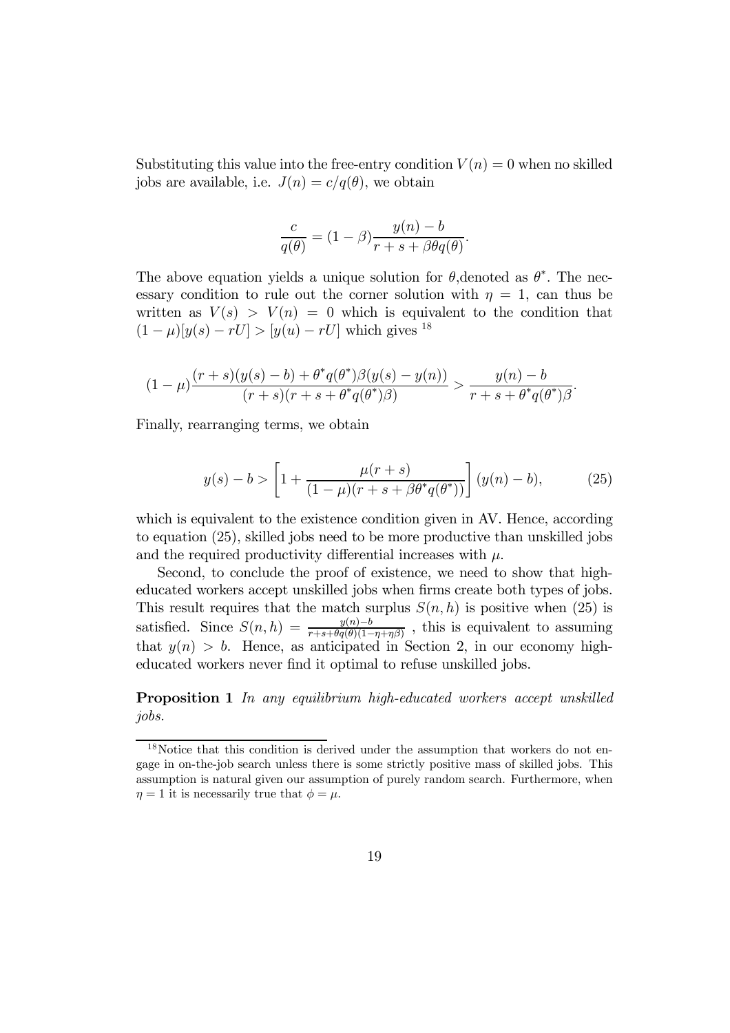Substituting this value into the free-entry condition $V(n) = 0$ when no skilled jobs are available, i.e. $J(n) = c/q(\theta)$, we obtain

$$\frac{c}{q(\theta)} = (1-\beta)\frac{y(n) - b}{r + s + \beta\theta q(\theta)}.$$

The above equation yields a unique solution for $\theta$,denoted as $\theta^*$. The necessary condition to rule out the corner solution with $\eta = 1$, can thus be written as $V(s) > V(n) = 0$ which is equivalent to the condition that $(1-\mu)[y(s) - rU] > [y(u) - rU]$ which gives [18]

$$(1-\mu)\frac{(r+s)(y(s)-b) + \theta^* q(\theta^*)\beta(y(s) - y(n))}{(r+s)(r+s+\theta^* q(\theta^*)\beta)} > \frac{y(n) - b}{r + s + \theta^* q(\theta^*)\beta}.$$

Finally, rearranging terms, we obtain

$$y(s) - b > \left[1 + \frac{\mu(r+s)}{(1-\mu)(r+s+\beta\theta^* q(\theta^*))}\right](y(n) - b), \tag{25}$$

which is equivalent to the existence condition given in AV. Hence, according to equation (25), skilled jobs need to be more productive than unskilled jobs and the required productivity differential increases with $\mu$.

Second, to conclude the proof of existence, we need to show that high-educated workers accept unskilled jobs when firms create both types of jobs. This result requires that the match surplus $S(n, h)$ is positive when (25) is satisfied. Since $S(n, h) = \frac{y(n)-b}{r+s+\theta q(\theta)(1-\eta+\eta\beta)}$ , this is equivalent to assuming that $y(n) > b$. Hence, as anticipated in Section 2, in our economy high-educated workers never find it optimal to refuse unskilled jobs.

**Proposition 1** *In any equilibrium high-educated workers accept unskilled jobs.*

[18] Notice that this condition is derived under the assumption that workers do not engage in on-the-job search unless there is some strictly positive mass of skilled jobs. This assumption is natural given our assumption of purely random search. Furthermore, when $\eta = 1$ it is necessarily true that $\phi = \mu$.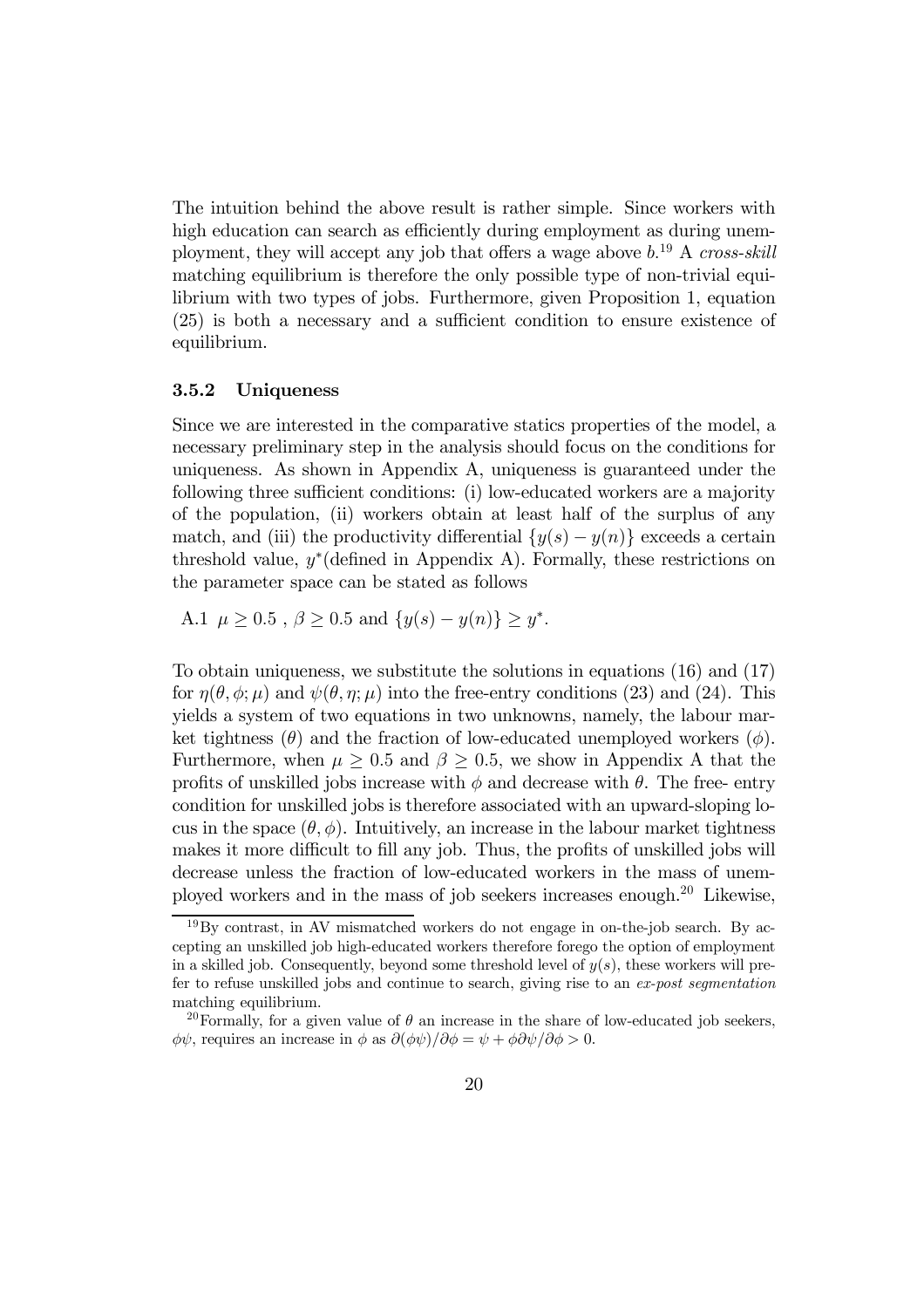The intuition behind the above result is rather simple. Since workers with high education can search as efficiently during employment as during unemployment, they will accept any job that offers a wage above $b$.[19] A *cross-skill* matching equilibrium is therefore the only possible type of non-trivial equilibrium with two types of jobs. Furthermore, given Proposition 1, equation (25) is both a necessary and a sufficient condition to ensure existence of equilibrium.

### 3.5.2 Uniqueness

Since we are interested in the comparative statics properties of the model, a necessary preliminary step in the analysis should focus on the conditions for uniqueness. As shown in Appendix A, uniqueness is guaranteed under the following three sufficient conditions: (i) low-educated workers are a majority of the population, (ii) workers obtain at least half of the surplus of any match, and (iii) the productivity differential $\{y(s) - y(n)\}$ exceeds a certain threshold value, $y^*$(defined in Appendix A). Formally, these restrictions on the parameter space can be stated as follows

A.1 $\mu \geq 0.5$ , $\beta \geq 0.5$ and $\{y(s) - y(n)\} \geq y^*$.

To obtain uniqueness, we substitute the solutions in equations (16) and (17) for $\eta(\theta, \phi; \mu)$ and $\psi(\theta, \eta; \mu)$ into the free-entry conditions (23) and (24). This yields a system of two equations in two unknowns, namely, the labour market tightness ($\theta$) and the fraction of low-educated unemployed workers ($\phi$). Furthermore, when $\mu \geq 0.5$ and $\beta \geq 0.5$, we show in Appendix A that the profits of unskilled jobs increase with $\phi$ and decrease with $\theta$. The free- entry condition for unskilled jobs is therefore associated with an upward-sloping locus in the space $(\theta, \phi)$. Intuitively, an increase in the labour market tightness makes it more difficult to fill any job. Thus, the profits of unskilled jobs will decrease unless the fraction of low-educated workers in the mass of unemployed workers and in the mass of job seekers increases enough.[20] Likewise,

[19] By contrast, in AV mismatched workers do not engage in on-the-job search. By accepting an unskilled job high-educated workers therefore forego the option of employment in a skilled job. Consequently, beyond some threshold level of $y(s)$, these workers will prefer to refuse unskilled jobs and continue to search, giving rise to an *ex-post segmentation* matching equilibrium.

[20] Formally, for a given value of $\theta$ an increase in the share of low-educated job seekers, $\phi\psi$, requires an increase in $\phi$ as $\partial(\phi\psi)/\partial\phi = \psi + \phi\partial\psi/\partial\phi > 0$.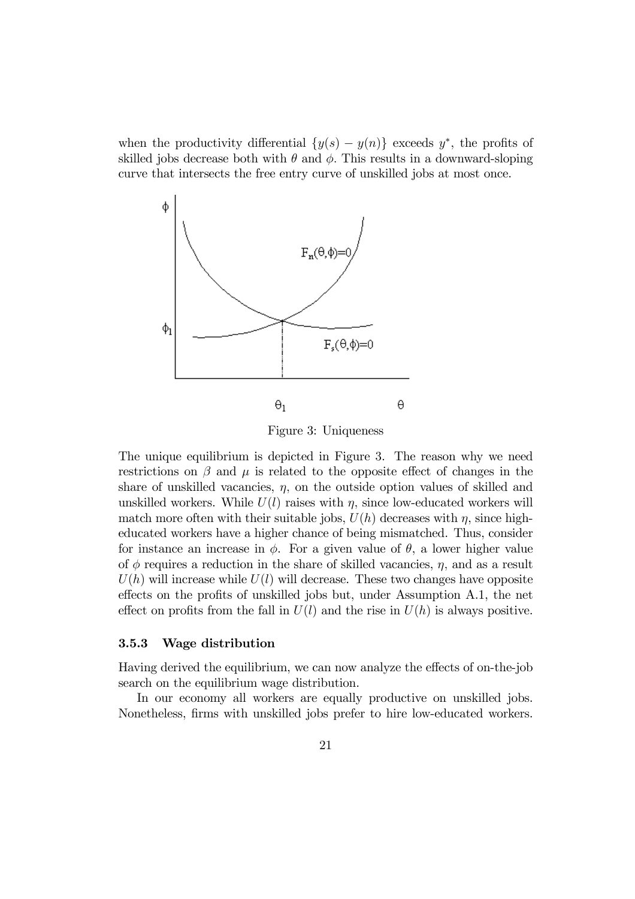when the productivity differential $\{y(s) - y(n)\}$ exceeds $y^*$, the profits of skilled jobs decrease both with $\theta$ and $\phi$. This results in a downward-sloping curve that intersects the free entry curve of unskilled jobs at most once.

Figure 3: Uniqueness

The unique equilibrium is depicted in Figure 3. The reason why we need restrictions on $\beta$ and $\mu$ is related to the opposite effect of changes in the share of unskilled vacancies, $\eta$, on the outside option values of skilled and unskilled workers. While $U(l)$ raises with $\eta$, since low-educated workers will match more often with their suitable jobs, $U(h)$ decreases with $\eta$, since high-educated workers have a higher chance of being mismatched. Thus, consider for instance an increase in $\phi$. For a given value of $\theta$, a lower higher value of $\phi$ requires a reduction in the share of skilled vacancies, $\eta$, and as a result $U(h)$ will increase while $U(l)$ will decrease. These two changes have opposite effects on the profits of unskilled jobs but, under Assumption A.1, the net effect on profits from the fall in $U(l)$ and the rise in $U(h)$ is always positive.

### 3.5.3 Wage distribution

Having derived the equilibrium, we can now analyze the effects of on-the-job search on the equilibrium wage distribution.

In our economy all workers are equally productive on unskilled jobs. Nonetheless, firms with unskilled jobs prefer to hire low-educated workers.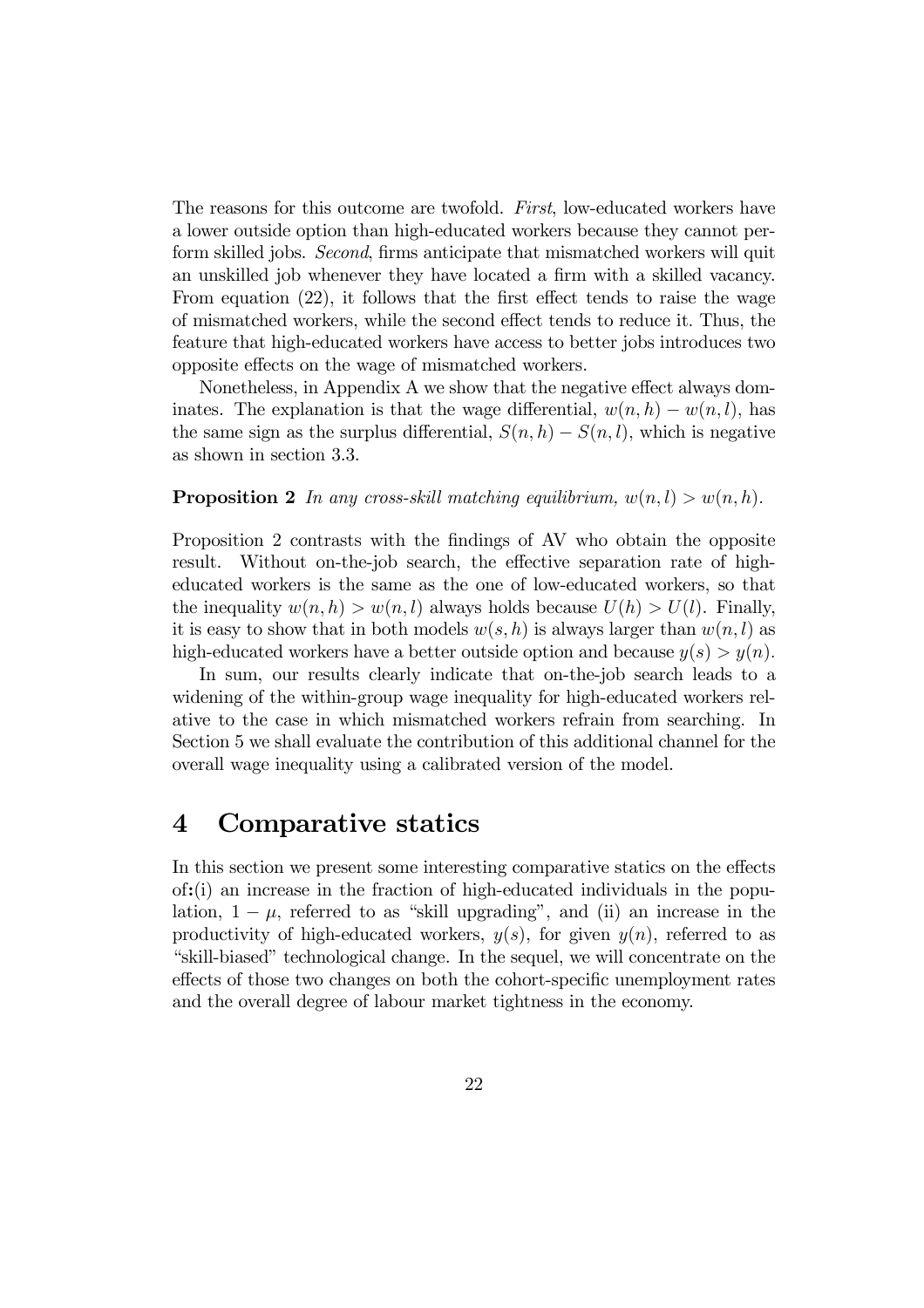The reasons for this outcome are twofold. *First*, low-educated workers have a lower outside option than high-educated workers because they cannot perform skilled jobs. *Second*, firms anticipate that mismatched workers will quit an unskilled job whenever they have located a firm with a skilled vacancy. From equation (22), it follows that the first effect tends to raise the wage of mismatched workers, while the second effect tends to reduce it. Thus, the feature that high-educated workers have access to better jobs introduces two opposite effects on the wage of mismatched workers.

Nonetheless, in Appendix A we show that the negative effect always dominates. The explanation is that the wage differential, $w(n,h) - w(n,l)$, has the same sign as the surplus differential, $S(n,h) - S(n,l)$, which is negative as shown in section 3.3.

**Proposition 2** *In any cross-skill matching equilibrium,* $w(n,l) > w(n,h)$.

Proposition 2 contrasts with the findings of AV who obtain the opposite result. Without on-the-job search, the effective separation rate of high-educated workers is the same as the one of low-educated workers, so that the inequality $w(n,h) > w(n,l)$ always holds because $U(h) > U(l)$. Finally, it is easy to show that in both models $w(s,h)$ is always larger than $w(n,l)$ as high-educated workers have a better outside option and because $y(s) > y(n)$.

In sum, our results clearly indicate that on-the-job search leads to a widening of the within-group wage inequality for high-educated workers relative to the case in which mismatched workers refrain from searching. In Section 5 we shall evaluate the contribution of this additional channel for the overall wage inequality using a calibrated version of the model.

# 4 Comparative statics

In this section we present some interesting comparative statics on the effects of:(i) an increase in the fraction of high-educated individuals in the population, $1 - \mu$, referred to as "skill upgrading", and (ii) an increase in the productivity of high-educated workers, $y(s)$, for given $y(n)$, referred to as "skill-biased" technological change. In the sequel, we will concentrate on the effects of those two changes on both the cohort-specific unemployment rates and the overall degree of labour market tightness in the economy.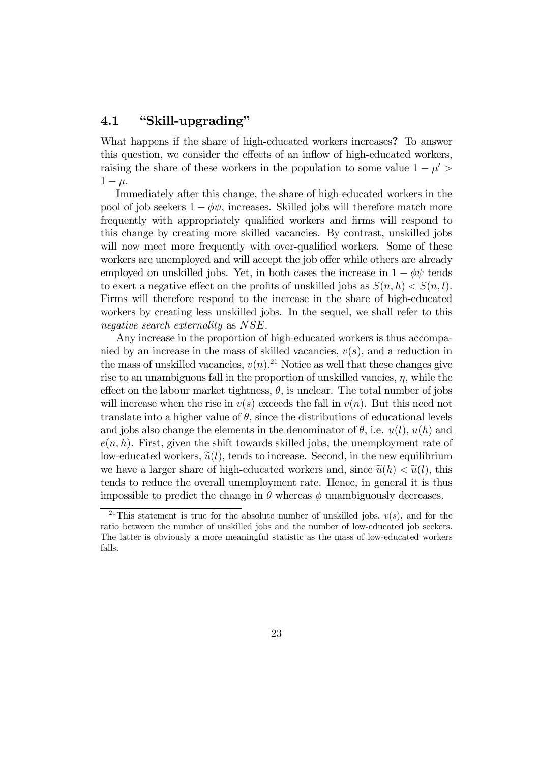### 4.1 "Skill-upgrading"

What happens if the share of high-educated workers increases**?** To answer this question, we consider the effects of an inflow of high-educated workers, raising the share of these workers in the population to some value $1 - \mu' > 1 - \mu$.

Immediately after this change, the share of high-educated workers in the pool of job seekers $1 - \phi\psi$, increases. Skilled jobs will therefore match more frequently with appropriately qualified workers and firms will respond to this change by creating more skilled vacancies. By contrast, unskilled jobs will now meet more frequently with over-qualified workers. Some of these workers are unemployed and will accept the job offer while others are already employed on unskilled jobs. Yet, in both cases the increase in $1 - \phi\psi$ tends to exert a negative effect on the profits of unskilled jobs as $S(n, h) < S(n, l)$. Firms will therefore respond to the increase in the share of high-educated workers by creating less unskilled jobs. In the sequel, we shall refer to this *negative search externality* as $NSE$.

Any increase in the proportion of high-educated workers is thus accompanied by an increase in the mass of skilled vacancies, $v(s)$, and a reduction in the mass of unskilled vacancies, $v(n)$.[21] Notice as well that these changes give rise to an unambiguous fall in the proportion of unskilled vancies, $\eta$, while the effect on the labour market tightness, $\theta$, is unclear. The total number of jobs will increase when the rise in $v(s)$ exceeds the fall in $v(n)$. But this need not translate into a higher value of $\theta$, since the distributions of educational levels and jobs also change the elements in the denominator of $\theta$, i.e. $u(l)$, $u(h)$ and $e(n, h)$. First, given the shift towards skilled jobs, the unemployment rate of low-educated workers, $\widetilde{u}(l)$, tends to increase. Second, in the new equilibrium we have a larger share of high-educated workers and, since $\widetilde{u}(h) < \widetilde{u}(l)$, this tends to reduce the overall unemployment rate. Hence, in general it is thus impossible to predict the change in $\theta$ whereas $\phi$ unambiguously decreases.

[21] This statement is true for the absolute number of unskilled jobs, $v(s)$, and for the ratio between the number of unskilled jobs and the number of low-educated job seekers. The latter is obviously a more meaningful statistic as the mass of low-educated workers falls.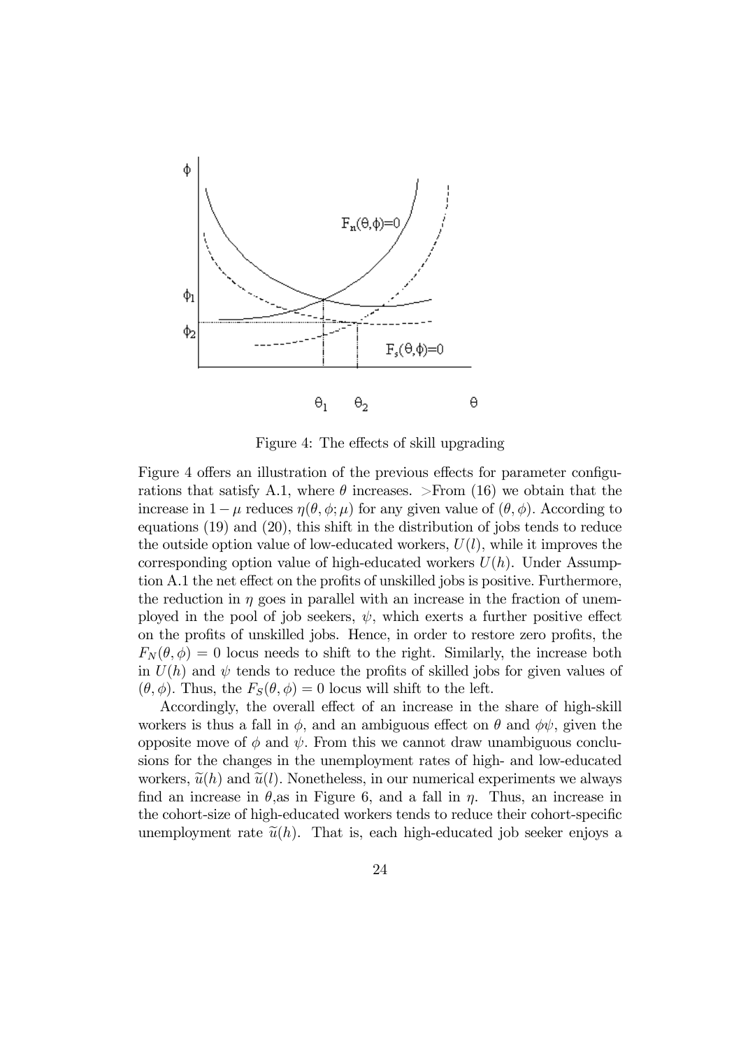Figure 4: The effects of skill upgrading

Figure 4 offers an illustration of the previous effects for parameter configurations that satisfy A.1, where $\theta$ increases. >From (16) we obtain that the increase in $1-\mu$ reduces $\eta(\theta,\phi;\mu)$ for any given value of $(\theta,\phi)$. According to equations (19) and (20), this shift in the distribution of jobs tends to reduce the outside option value of low-educated workers, $U(l)$, while it improves the corresponding option value of high-educated workers $U(h)$. Under Assumption A.1 the net effect on the profits of unskilled jobs is positive. Furthermore, the reduction in $\eta$ goes in parallel with an increase in the fraction of unemployed in the pool of job seekers, $\psi$, which exerts a further positive effect on the profits of unskilled jobs. Hence, in order to restore zero profits, the $F_N(\theta,\phi)=0$ locus needs to shift to the right. Similarly, the increase both in $U(h)$ and $\psi$ tends to reduce the profits of skilled jobs for given values of $(\theta,\phi)$. Thus, the $F_S(\theta,\phi)=0$ locus will shift to the left.

Accordingly, the overall effect of an increase in the share of high-skill workers is thus a fall in $\phi$, and an ambiguous effect on $\theta$ and $\phi\psi$, given the opposite move of $\phi$ and $\psi$. From this we cannot draw unambiguous conclusions for the changes in the unemployment rates of high- and low-educated workers, $\widetilde{u}(h)$ and $\widetilde{u}(l)$. Nonetheless, in our numerical experiments we always find an increase in $\theta$,as in Figure 6, and a fall in $\eta$. Thus, an increase in the cohort-size of high-educated workers tends to reduce their cohort-specific unemployment rate $\widetilde{u}(h)$. That is, each high-educated job seeker enjoys a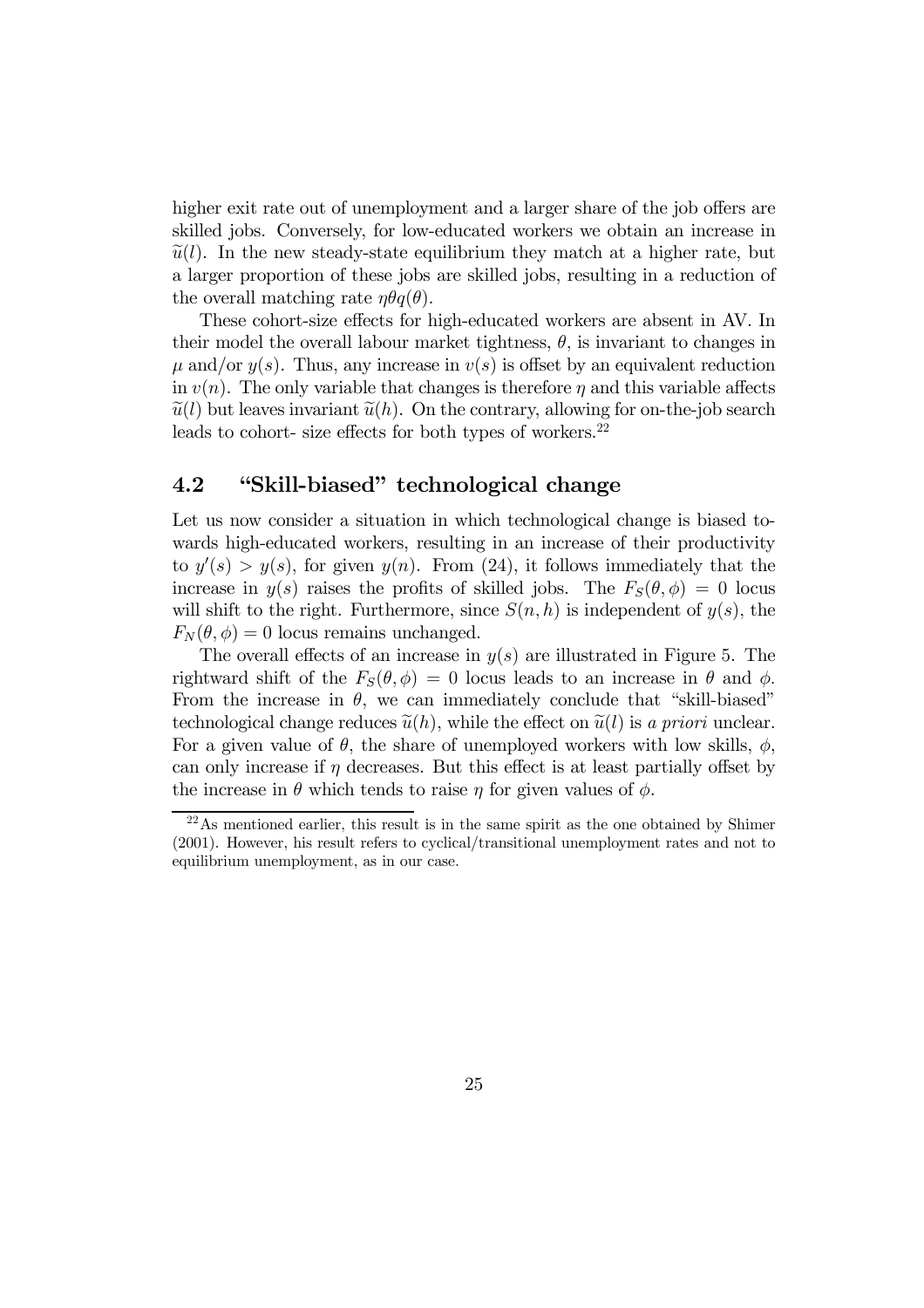higher exit rate out of unemployment and a larger share of the job offers are skilled jobs. Conversely, for low-educated workers we obtain an increase in $\widetilde{u}(l)$. In the new steady-state equilibrium they match at a higher rate, but a larger proportion of these jobs are skilled jobs, resulting in a reduction of the overall matching rate $\eta\theta q(\theta)$.

These cohort-size effects for high-educated workers are absent in AV. In their model the overall labour market tightness, $\theta$, is invariant to changes in $\mu$ and/or $y(s)$. Thus, any increase in $v(s)$ is offset by an equivalent reduction in $v(n)$. The only variable that changes is therefore $\eta$ and this variable affects $\widetilde{u}(l)$ but leaves invariant $\widetilde{u}(h)$. On the contrary, allowing for on-the-job search leads to cohort- size effects for both types of workers.[22]

## 4.2 "Skill-biased" technological change

Let us now consider a situation in which technological change is biased towards high-educated workers, resulting in an increase of their productivity to $y'(s) > y(s)$, for given $y(n)$. From (24), it follows immediately that the increase in $y(s)$ raises the profits of skilled jobs. The $F_S(\theta, \phi) = 0$ locus will shift to the right. Furthermore, since $S(n, h)$ is independent of $y(s)$, the $F_N(\theta, \phi) = 0$ locus remains unchanged.

The overall effects of an increase in $y(s)$ are illustrated in Figure 5. The rightward shift of the $F_S(\theta, \phi) = 0$ locus leads to an increase in $\theta$ and $\phi$. From the increase in $\theta$, we can immediately conclude that "skill-biased" technological change reduces $\widetilde{u}(h)$, while the effect on $\widetilde{u}(l)$ is *a priori* unclear. For a given value of $\theta$, the share of unemployed workers with low skills, $\phi$, can only increase if $\eta$ decreases. But this effect is at least partially offset by the increase in $\theta$ which tends to raise $\eta$ for given values of $\phi$.

[22] As mentioned earlier, this result is in the same spirit as the one obtained by Shimer (2001). However, his result refers to cyclical/transitional unemployment rates and not to equilibrium unemployment, as in our case.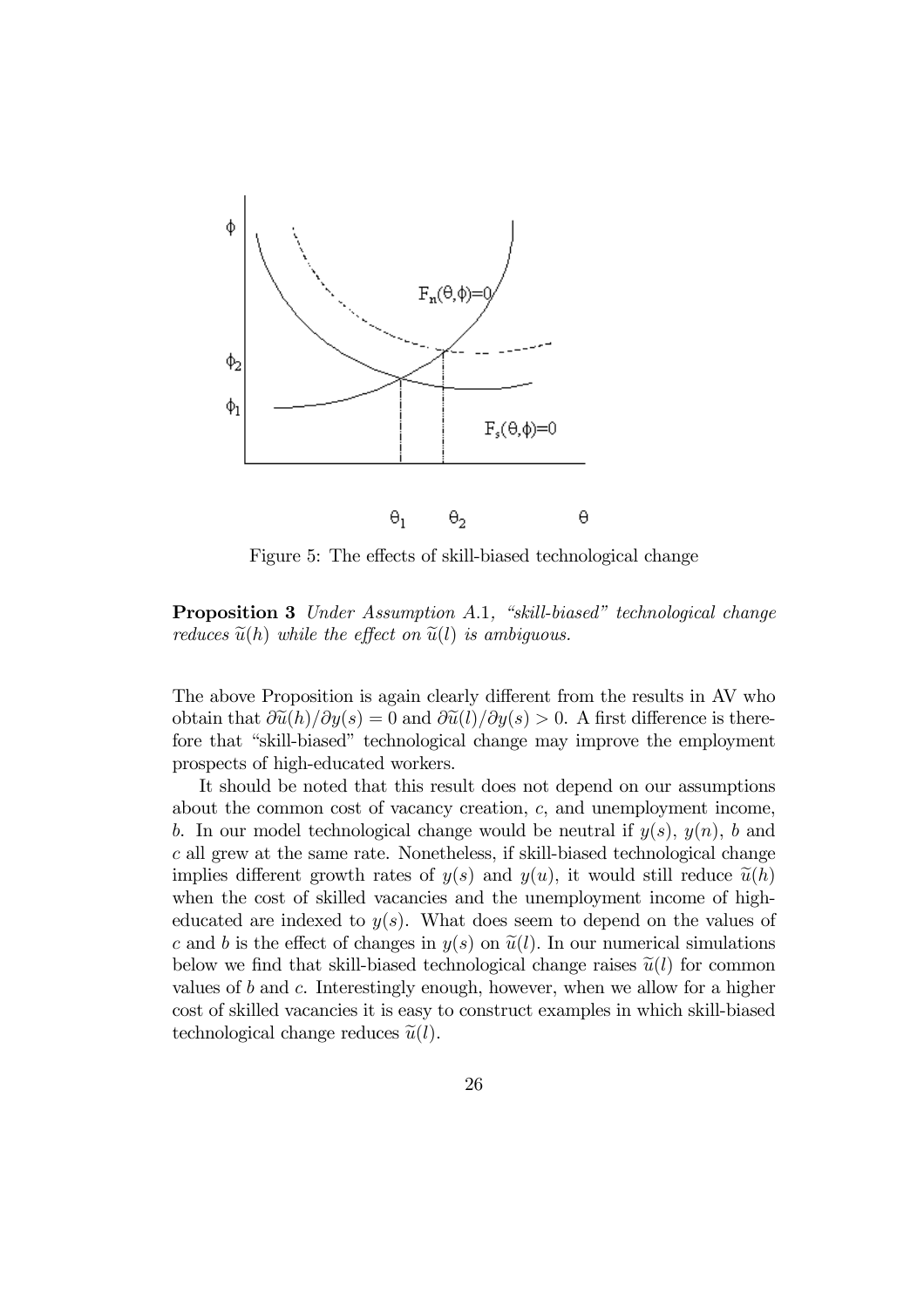Figure 5: The effects of skill-biased technological change

**Proposition 3** *Under Assumption A.1, "skill-biased" technological change reduces $\widetilde{u}(h)$ while the effect on $\widetilde{u}(l)$ is ambiguous.*

The above Proposition is again clearly different from the results in AV who obtain that $\partial\widetilde{u}(h)/\partial y(s) = 0$ and $\partial\widetilde{u}(l)/\partial y(s) > 0$. A first difference is therefore that "skill-biased" technological change may improve the employment prospects of high-educated workers.

It should be noted that this result does not depend on our assumptions about the common cost of vacancy creation, $c$, and unemployment income, $b$. In our model technological change would be neutral if $y(s)$, $y(n)$, $b$ and $c$ all grew at the same rate. Nonetheless, if skill-biased technological change implies different growth rates of $y(s)$ and $y(u)$, it would still reduce $\widetilde{u}(h)$ when the cost of skilled vacancies and the unemployment income of high-educated are indexed to $y(s)$. What does seem to depend on the values of $c$ and $b$ is the effect of changes in $y(s)$ on $\widetilde{u}(l)$. In our numerical simulations below we find that skill-biased technological change raises $\widetilde{u}(l)$ for common values of $b$ and $c$. Interestingly enough, however, when we allow for a higher cost of skilled vacancies it is easy to construct examples in which skill-biased technological change reduces $\widetilde{u}(l)$.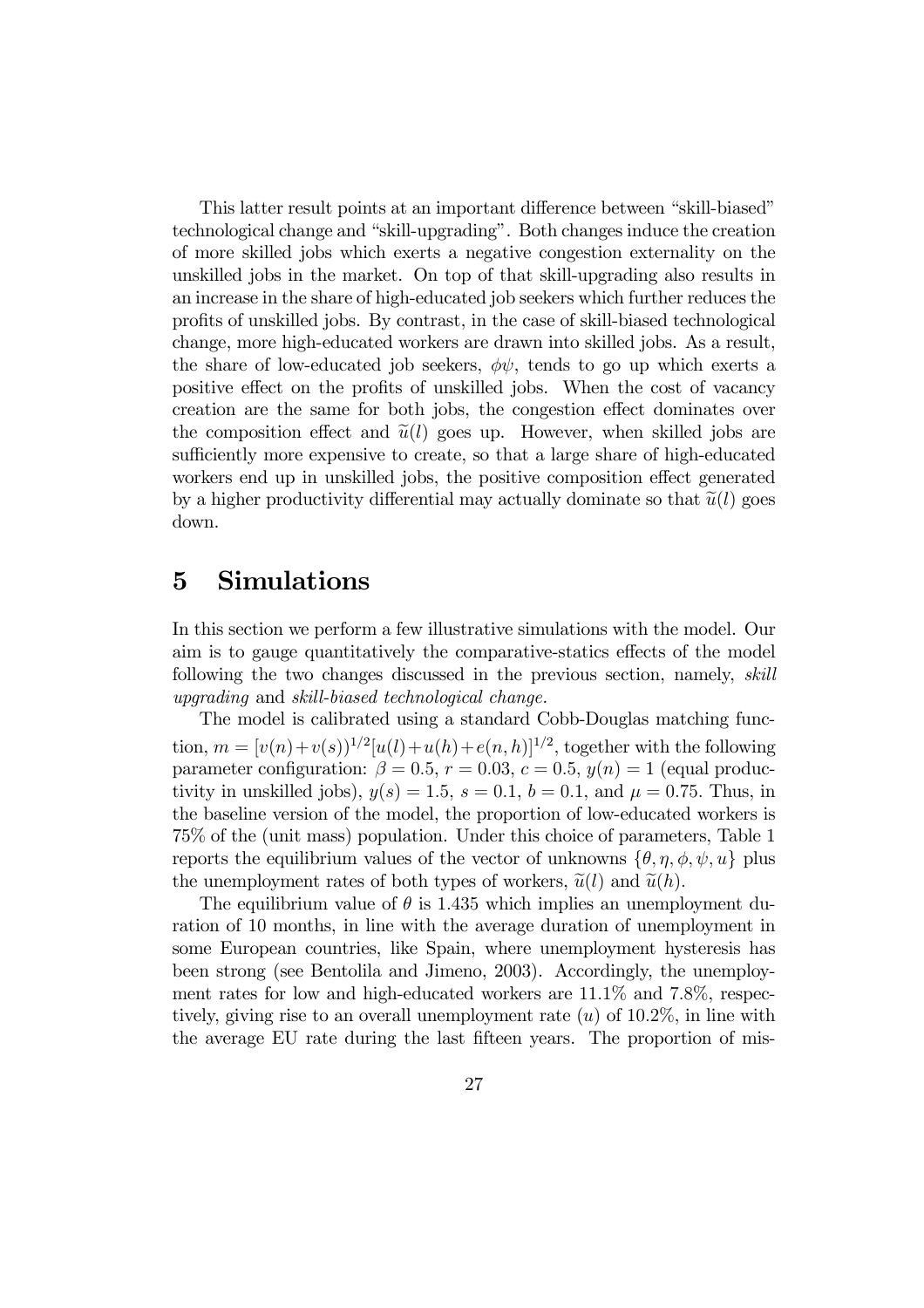This latter result points at an important difference between "skill-biased" technological change and "skill-upgrading". Both changes induce the creation of more skilled jobs which exerts a negative congestion externality on the unskilled jobs in the market. On top of that skill-upgrading also results in an increase in the share of high-educated job seekers which further reduces the profits of unskilled jobs. By contrast, in the case of skill-biased technological change, more high-educated workers are drawn into skilled jobs. As a result, the share of low-educated job seekers, $\phi\psi$, tends to go up which exerts a positive effect on the profits of unskilled jobs. When the cost of vacancy creation are the same for both jobs, the congestion effect dominates over the composition effect and $\widetilde{u}(l)$ goes up. However, when skilled jobs are sufficiently more expensive to create, so that a large share of high-educated workers end up in unskilled jobs, the positive composition effect generated by a higher productivity differential may actually dominate so that $\widetilde{u}(l)$ goes down.

# 5 Simulations

In this section we perform a few illustrative simulations with the model. Our aim is to gauge quantitatively the comparative-statics effects of the model following the two changes discussed in the previous section, namely, *skill upgrading* and *skill-biased technological change*.

The model is calibrated using a standard Cobb-Douglas matching function, $m = [v(n)+v(s))^{1/2}[u(l)+u(h)+e(n,h)]^{1/2}$, together with the following parameter configuration: $\beta = 0.5$, $r = 0.03$, $c = 0.5$, $y(n) = 1$ (equal productivity in unskilled jobs), $y(s) = 1.5$, $s = 0.1$, $b = 0.1$, and $\mu = 0.75$. Thus, in the baseline version of the model, the proportion of low-educated workers is 75% of the (unit mass) population. Under this choice of parameters, Table 1 reports the equilibrium values of the vector of unknowns $\{\theta, \eta, \phi, \psi, u\}$ plus the unemployment rates of both types of workers, $\widetilde{u}(l)$ and $\widetilde{u}(h)$.

The equilibrium value of $\theta$ is 1.435 which implies an unemployment duration of 10 months, in line with the average duration of unemployment in some European countries, like Spain, where unemployment hysteresis has been strong (see Bentolila and Jimeno, 2003). Accordingly, the unemployment rates for low and high-educated workers are 11.1% and 7.8%, respectively, giving rise to an overall unemployment rate ($u$) of 10.2%, in line with the average EU rate during the last fifteen years. The proportion of mis-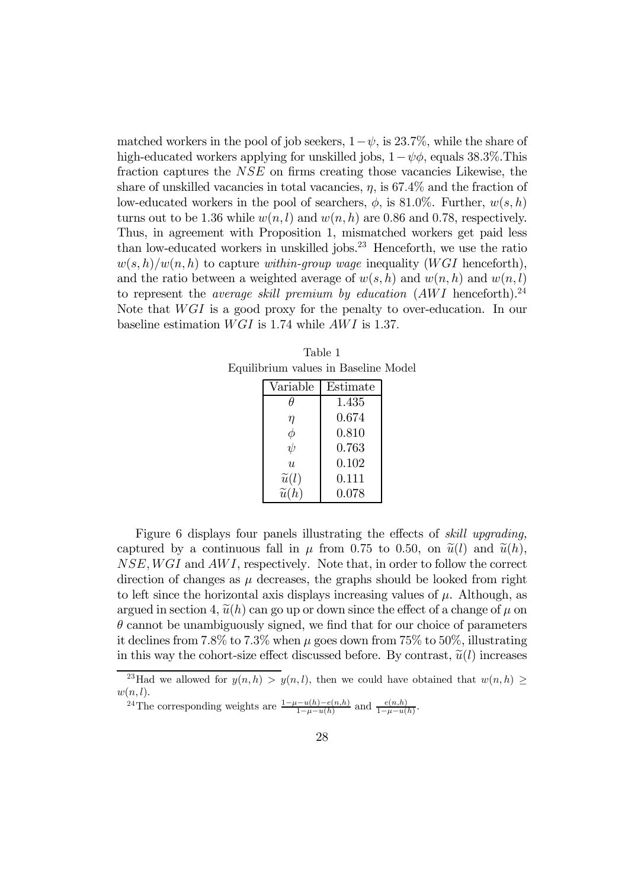matched workers in the pool of job seekers, $1-\psi$, is 23.7%, while the share of high-educated workers applying for unskilled jobs, $1-\psi\phi$, equals 38.3%.This fraction captures the $NSE$ on firms creating those vacancies Likewise, the share of unskilled vacancies in total vacancies, $\eta$, is 67.4% and the fraction of low-educated workers in the pool of searchers, $\phi$, is 81.0%. Further, $w(s,h)$ turns out to be 1.36 while $w(n,l)$ and $w(n,h)$ are 0.86 and 0.78, respectively. Thus, in agreement with Proposition 1, mismatched workers get paid less than low-educated workers in unskilled jobs.[23] Henceforth, we use the ratio $w(s,h)/w(n,h)$ to capture *within-group wage* inequality ($WGI$ henceforth), and the ratio between a weighted average of $w(s,h)$ and $w(n,h)$ and $w(n,l)$ to represent the *average skill premium by education* ($AWI$ henceforth).[24] Note that $WGI$ is a good proxy for the penalty to over-education. In our baseline estimation $WGI$ is 1.74 while $AWI$ is 1.37.

Table 1
Equilibrium values in Baseline Model

| Variable | Estimate |
|---|---|
| $\theta$ | 1.435 |
| $\eta$ | 0.674 |
| $\phi$ | 0.810 |
| $\psi$ | 0.763 |
| $u$ | 0.102 |
| $\widetilde{u}(l)$ | 0.111 |
| $\widetilde{u}(h)$ | 0.078 |

Figure 6 displays four panels illustrating the effects of *skill upgrading,* captured by a continuous fall in $\mu$ from 0.75 to 0.50, on $\widetilde{u}(l)$ and $\widetilde{u}(h)$, $NSE, WGI$ and $AWI$, respectively. Note that, in order to follow the correct direction of changes as $\mu$ decreases, the graphs should be looked from right to left since the horizontal axis displays increasing values of $\mu$. Although, as argued in section 4, $\widetilde{u}(h)$ can go up or down since the effect of a change of $\mu$ on $\theta$ cannot be unambiguously signed, we find that for our choice of parameters it declines from 7.8% to 7.3% when $\mu$ goes down from 75% to 50%, illustrating in this way the cohort-size effect discussed before. By contrast, $\widetilde{u}(l)$ increases

[23] Had we allowed for $y(n,h) > y(n,l)$, then we could have obtained that $w(n,h) \geq w(n,l)$.

[24] The corresponding weights are $\frac{1-\mu-u(h)-e(n,h)}{1-\mu-u(h)}$ and $\frac{e(n,h)}{1-\mu-u(h)}$.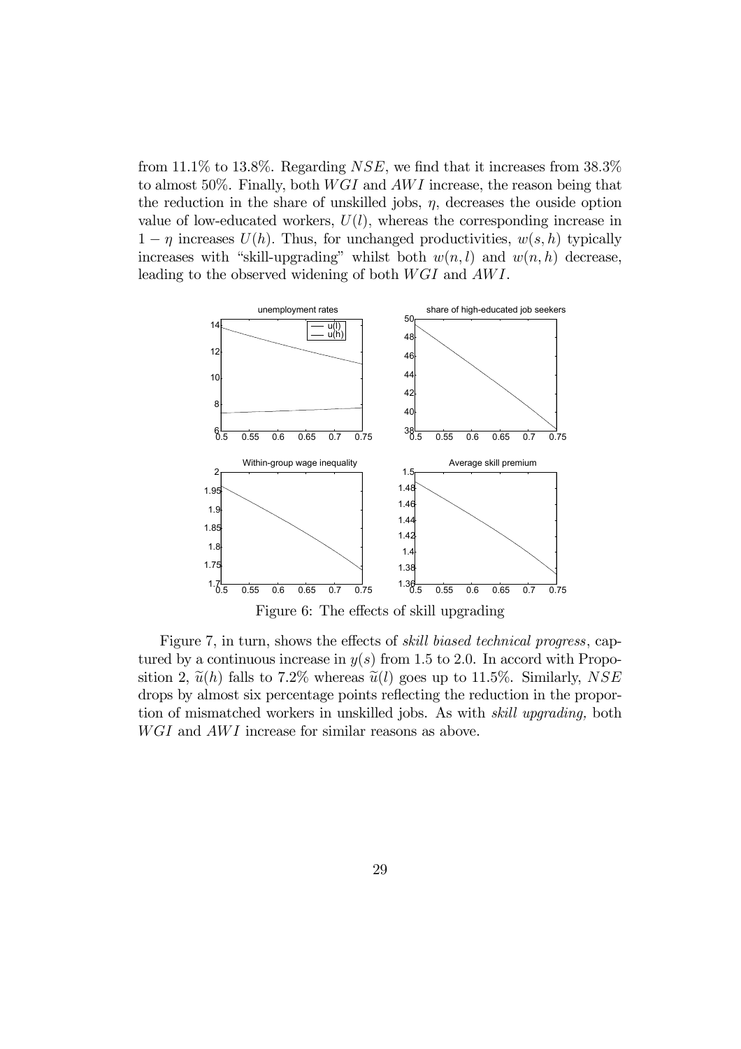from 11.1% to 13.8%. Regarding $NSE$, we find that it increases from 38.3% to almost 50%. Finally, both $WGI$ and $AWI$ increase, the reason being that the reduction in the share of unskilled jobs, $\eta$, decreases the ouside option value of low-educated workers, $U(l)$, whereas the corresponding increase in $1-\eta$ increases $U(h)$. Thus, for unchanged productivities, $w(s,h)$ typically increases with "skill-upgrading" whilst both $w(n,l)$ and $w(n,h)$ decrease, leading to the observed widening of both $WGI$ and $AWI$.

Figure 6: The effects of skill upgrading

Figure 7, in turn, shows the effects of *skill biased technical progress*, captured by a continuous increase in $y(s)$ from 1.5 to 2.0. In accord with Proposition 2, $\widetilde{u}(h)$ falls to 7.2% whereas $\widetilde{u}(l)$ goes up to 11.5%. Similarly, $NSE$ drops by almost six percentage points reflecting the reduction in the proportion of mismatched workers in unskilled jobs. As with *skill upgrading,* both $WGI$ and $AWI$ increase for similar reasons as above.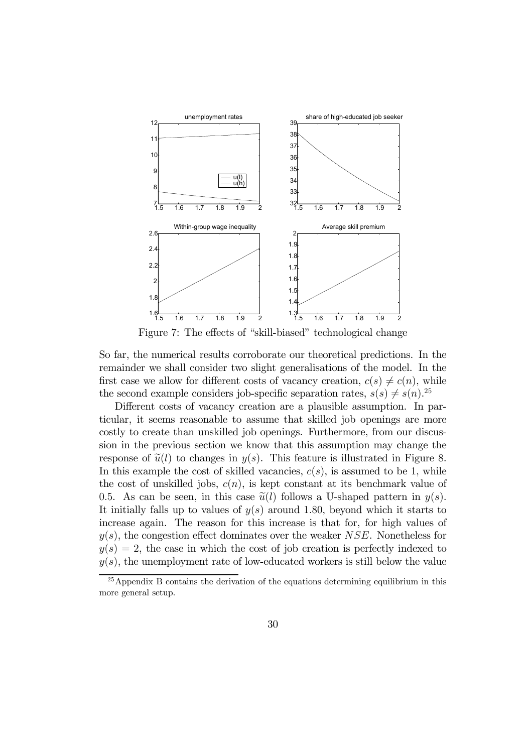Figure 7: The effects of "skill-biased" technological change

So far, the numerical results corroborate our theoretical predictions. In the remainder we shall consider two slight generalisations of the model. In the first case we allow for different costs of vacancy creation, $c(s) \neq c(n)$, while the second example considers job-specific separation rates, $s(s) \neq s(n)$.[25]

Different costs of vacancy creation are a plausible assumption. In particular, it seems reasonable to assume that skilled job openings are more costly to create than unskilled job openings. Furthermore, from our discussion in the previous section we know that this assumption may change the response of $\widetilde{u}(l)$ to changes in $y(s)$. This feature is illustrated in Figure 8. In this example the cost of skilled vacancies, $c(s)$, is assumed to be 1, while the cost of unskilled jobs, $c(n)$, is kept constant at its benchmark value of 0.5. As can be seen, in this case $\widetilde{u}(l)$ follows a U-shaped pattern in $y(s)$. It initially falls up to values of $y(s)$ around 1.80, beyond which it starts to increase again. The reason for this increase is that for, for high values of $y(s)$, the congestion effect dominates over the weaker $NSE$. Nonetheless for $y(s) = 2$, the case in which the cost of job creation is perfectly indexed to $y(s)$, the unemployment rate of low-educated workers is still below the value

[25] Appendix B contains the derivation of the equations determining equilibrium in this more general setup.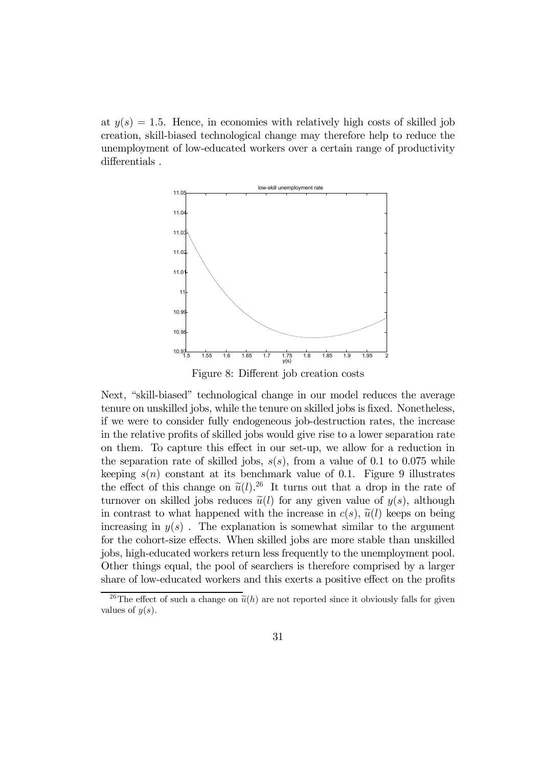at $y(s) = 1.5$. Hence, in economies with relatively high costs of skilled job creation, skill-biased technological change may therefore help to reduce the unemployment of low-educated workers over a certain range of productivity differentials .

Figure 8: Different job creation costs

Next, "skill-biased" technological change in our model reduces the average tenure on unskilled jobs, while the tenure on skilled jobs is fixed. Nonetheless, if we were to consider fully endogeneous job-destruction rates, the increase in the relative profits of skilled jobs would give rise to a lower separation rate on them. To capture this effect in our set-up, we allow for a reduction in the separation rate of skilled jobs, $s(s)$, from a value of 0.1 to 0.075 while keeping $s(n)$ constant at its benchmark value of 0.1. Figure 9 illustrates the effect of this change on $\widetilde{u}(l)$.[26] It turns out that a drop in the rate of turnover on skilled jobs reduces $\widetilde{u}(l)$ for any given value of $y(s)$, although in contrast to what happened with the increase in $c(s)$, $\widetilde{u}(l)$ keeps on being increasing in $y(s)$ . The explanation is somewhat similar to the argument for the cohort-size effects. When skilled jobs are more stable than unskilled jobs, high-educated workers return less frequently to the unemployment pool. Other things equal, the pool of searchers is therefore comprised by a larger share of low-educated workers and this exerts a positive effect on the profits

[26] The effect of such a change on $\widetilde{u}(h)$ are not reported since it obviously falls for given values of $y(s)$.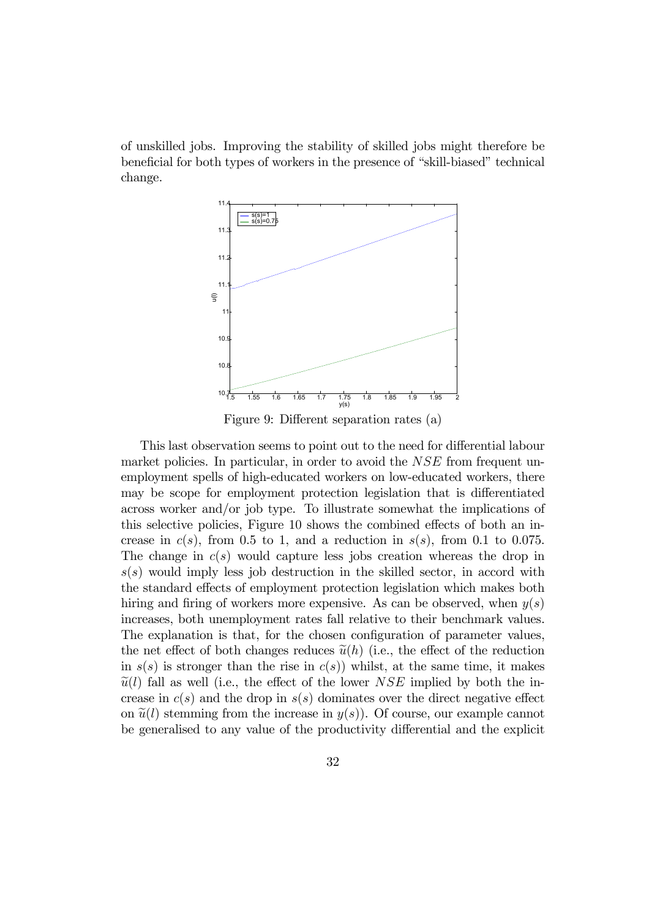of unskilled jobs. Improving the stability of skilled jobs might therefore be beneficial for both types of workers in the presence of "skill-biased" technical change.

Figure 9: Different separation rates (a)

This last observation seems to point out to the need for differential labour market policies. In particular, in order to avoid the $NSE$ from frequent unemployment spells of high-educated workers on low-educated workers, there may be scope for employment protection legislation that is differentiated across worker and/or job type. To illustrate somewhat the implications of this selective policies, Figure 10 shows the combined effects of both an increase in $c(s)$, from 0.5 to 1, and a reduction in $s(s)$, from 0.1 to 0.075. The change in $c(s)$ would capture less jobs creation whereas the drop in $s(s)$ would imply less job destruction in the skilled sector, in accord with the standard effects of employment protection legislation which makes both hiring and firing of workers more expensive. As can be observed, when $y(s)$ increases, both unemployment rates fall relative to their benchmark values. The explanation is that, for the chosen configuration of parameter values, the net effect of both changes reduces $\widetilde{u}(h)$ (i.e., the effect of the reduction in $s(s)$ is stronger than the rise in $c(s)$) whilst, at the same time, it makes $\widetilde{u}(l)$ fall as well (i.e., the effect of the lower $NSE$ implied by both the increase in $c(s)$ and the drop in $s(s)$ dominates over the direct negative effect on $\widetilde{u}(l)$ stemming from the increase in $y(s)$). Of course, our example cannot be generalised to any value of the productivity differential and the explicit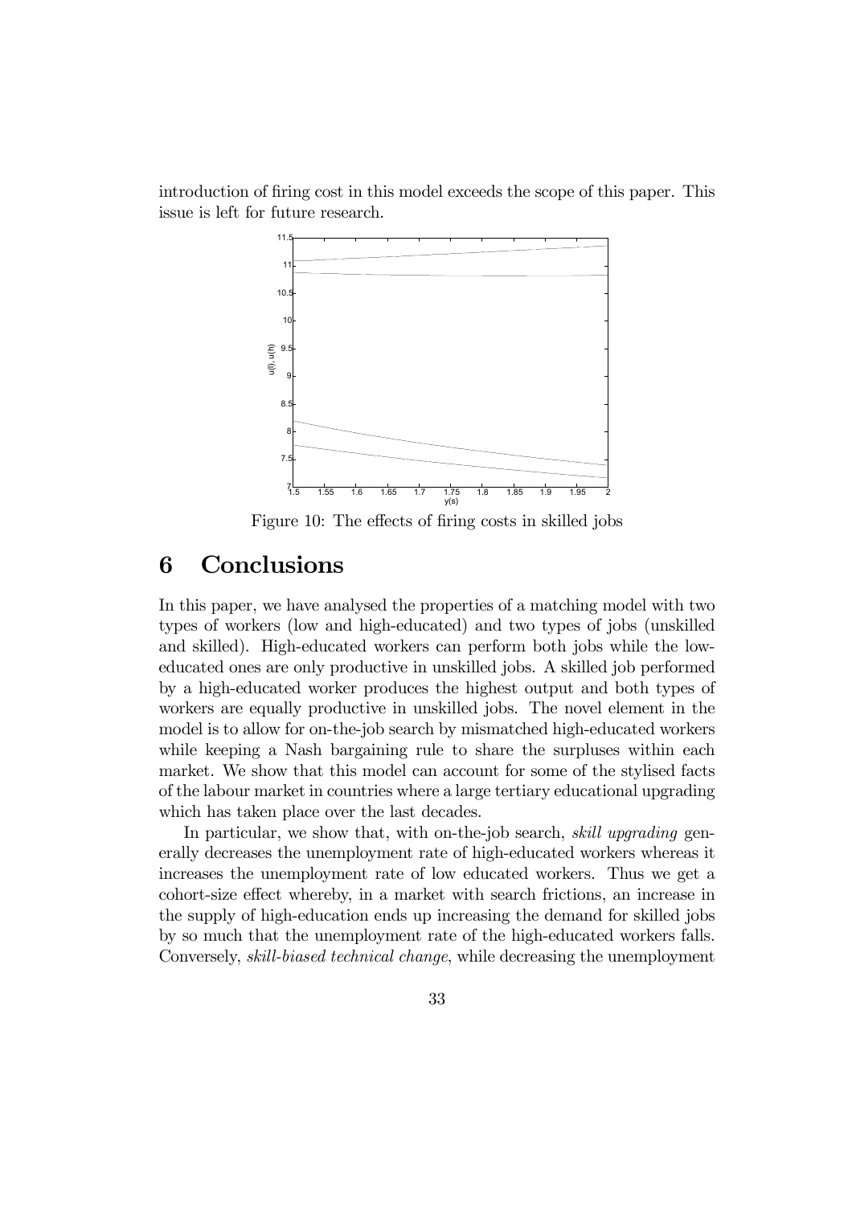introduction of firing cost in this model exceeds the scope of this paper. This issue is left for future research.

Figure 10: The effects of firing costs in skilled jobs

# 6 Conclusions

In this paper, we have analysed the properties of a matching model with two types of workers (low and high-educated) and two types of jobs (unskilled and skilled). High-educated workers can perform both jobs while the low-educated ones are only productive in unskilled jobs. A skilled job performed by a high-educated worker produces the highest output and both types of workers are equally productive in unskilled jobs. The novel element in the model is to allow for on-the-job search by mismatched high-educated workers while keeping a Nash bargaining rule to share the surpluses within each market. We show that this model can account for some of the stylised facts of the labour market in countries where a large tertiary educational upgrading which has taken place over the last decades.

In particular, we show that, with on-the-job search, *skill upgrading* generally decreases the unemployment rate of high-educated workers whereas it increases the unemployment rate of low educated workers. Thus we get a cohort-size effect whereby, in a market with search frictions, an increase in the supply of high-education ends up increasing the demand for skilled jobs by so much that the unemployment rate of the high-educated workers falls. Conversely, *skill-biased technical change*, while decreasing the unemployment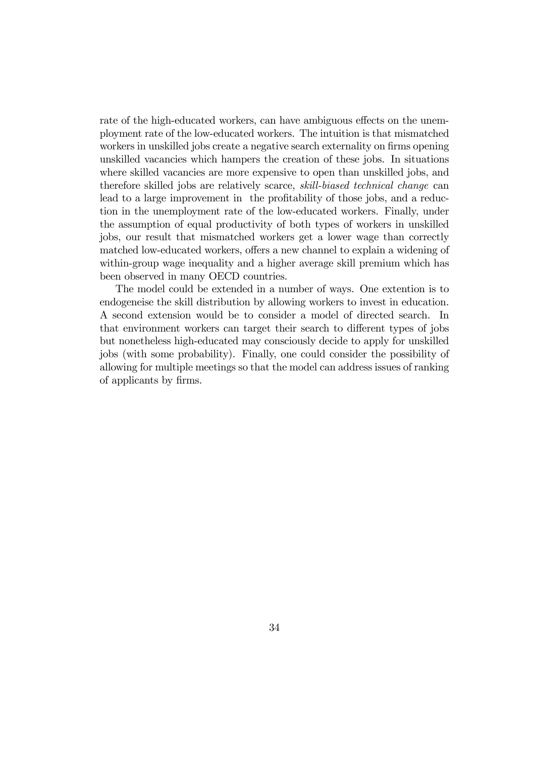rate of the high-educated workers, can have ambiguous effects on the unemployment rate of the low-educated workers. The intuition is that mismatched workers in unskilled jobs create a negative search externality on firms opening unskilled vacancies which hampers the creation of these jobs. In situations where skilled vacancies are more expensive to open than unskilled jobs, and therefore skilled jobs are relatively scarce, *skill-biased technical change* can lead to a large improvement in the profitability of those jobs, and a reduction in the unemployment rate of the low-educated workers. Finally, under the assumption of equal productivity of both types of workers in unskilled jobs, our result that mismatched workers get a lower wage than correctly matched low-educated workers, offers a new channel to explain a widening of within-group wage inequality and a higher average skill premium which has been observed in many OECD countries.

The model could be extended in a number of ways. One extention is to endogeneise the skill distribution by allowing workers to invest in education. A second extension would be to consider a model of directed search. In that environment workers can target their search to different types of jobs but nonetheless high-educated may consciously decide to apply for unskilled jobs (with some probability). Finally, one could consider the possibility of allowing for multiple meetings so that the model can address issues of ranking of applicants by firms.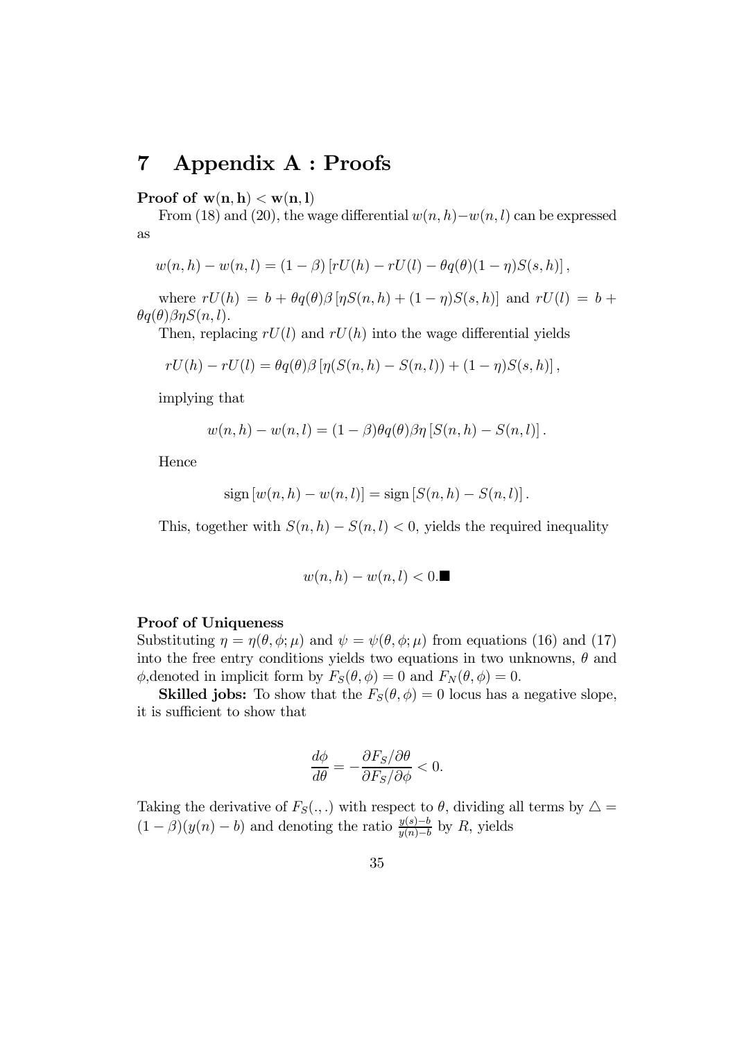# 7 Appendix A : Proofs

**Proof of $\mathbf{w(n,h) < w(n,l)}$**

From (18) and (20), the wage differential $w(n,h) - w(n,l)$ can be expressed as

$$w(n,h) - w(n,l) = (1-\beta)\left[rU(h) - rU(l) - \theta q(\theta)(1-\eta)S(s,h)\right],$$

where $rU(h) = b + \theta q(\theta)\beta\left[\eta S(n,h) + (1-\eta)S(s,h)\right]$ and $rU(l) = b + \theta q(\theta)\beta\eta S(n,l)$.

Then, replacing $rU(l)$ and $rU(h)$ into the wage differential yields

$$rU(h) - rU(l) = \theta q(\theta)\beta\left[\eta(S(n,h) - S(n,l)) + (1-\eta)S(s,h)\right],$$

implying that

$$w(n,h) - w(n,l) = (1-\beta)\theta q(\theta)\beta\eta\left[S(n,h) - S(n,l)\right].$$

Hence

$$\text{sign}\left[w(n,h) - w(n,l)\right] = \text{sign}\left[S(n,h) - S(n,l)\right].$$

This, together with $S(n,h) - S(n,l) < 0$, yields the required inequality

$$w(n,h) - w(n,l) < 0.\blacksquare$$

**Proof of Uniqueness**

Substituting $\eta = \eta(\theta, \phi; \mu)$ and $\psi = \psi(\theta, \phi; \mu)$ from equations (16) and (17) into the free entry conditions yields two equations in two unknowns, $\theta$ and $\phi$,denoted in implicit form by $F_S(\theta, \phi) = 0$ and $F_N(\theta, \phi) = 0$.

**Skilled jobs:** To show that the $F_S(\theta, \phi) = 0$ locus has a negative slope, it is sufficient to show that

$$\frac{d\phi}{d\theta} = -\frac{\partial F_S/\partial\theta}{\partial F_S/\partial\phi} < 0.$$

Taking the derivative of $F_S(.,.)$ with respect to $\theta$, dividing all terms by $\triangle = (1-\beta)(y(n) - b)$ and denoting the ratio $\frac{y(s)-b}{y(n)-b}$ by $R$, yields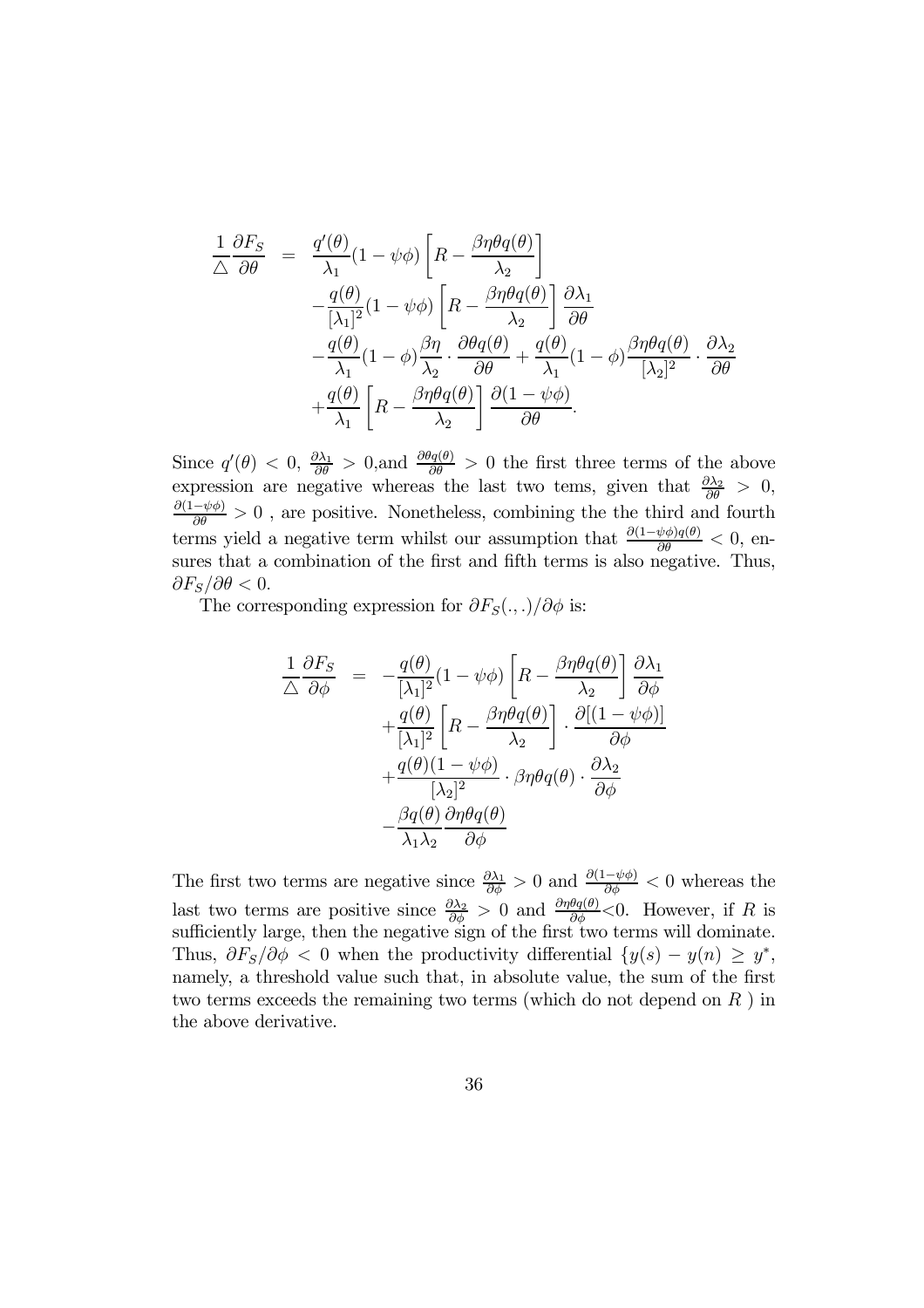$$
\begin{aligned}
\frac{1}{\triangle}\frac{\partial F_S}{\partial \theta} &= \frac{q'(\theta)}{\lambda_1}(1-\psi\phi)\left[R-\frac{\beta\eta\theta q(\theta)}{\lambda_2}\right] \\
&\quad -\frac{q(\theta)}{[\lambda_1]^2}(1-\psi\phi)\left[R-\frac{\beta\eta\theta q(\theta)}{\lambda_2}\right]\frac{\partial\lambda_1}{\partial\theta} \\
&\quad -\frac{q(\theta)}{\lambda_1}(1-\phi)\frac{\beta\eta}{\lambda_2}\cdot\frac{\partial\theta q(\theta)}{\partial\theta}+\frac{q(\theta)}{\lambda_1}(1-\phi)\frac{\beta\eta\theta q(\theta)}{[\lambda_2]^2}\cdot\frac{\partial\lambda_2}{\partial\theta} \\
&\quad +\frac{q(\theta)}{\lambda_1}\left[R-\frac{\beta\eta\theta q(\theta)}{\lambda_2}\right]\frac{\partial(1-\psi\phi)}{\partial\theta}.
\end{aligned}
$$

Since $q'(\theta) < 0$, $\frac{\partial\lambda_1}{\partial\theta} > 0$,and $\frac{\partial\theta q(\theta)}{\partial\theta} > 0$ the first three terms of the above expression are negative whereas the last two tems, given that $\frac{\partial\lambda_2}{\partial\theta} > 0$, $\frac{\partial(1-\psi\phi)}{\partial\theta} > 0$ , are positive. Nonetheless, combining the the third and fourth terms yield a negative term whilst our assumption that $\frac{\partial(1-\psi\phi)q(\theta)}{\partial\theta} < 0$, ensures that a combination of the first and fifth terms is also negative. Thus, $\partial F_S/\partial\theta < 0$.

The corresponding expression for $\partial F_S(.,.)/\partial\phi$ is:

$$
\begin{aligned}
\frac{1}{\triangle}\frac{\partial F_S}{\partial \phi} &= -\frac{q(\theta)}{[\lambda_1]^2}(1-\psi\phi)\left[R-\frac{\beta\eta\theta q(\theta)}{\lambda_2}\right]\frac{\partial\lambda_1}{\partial\phi} \\
&\quad +\frac{q(\theta)}{[\lambda_1]^2}\left[R-\frac{\beta\eta\theta q(\theta)}{\lambda_2}\right]\cdot\frac{\partial[(1-\psi\phi)]}{\partial\phi} \\
&\quad +\frac{q(\theta)(1-\psi\phi)}{[\lambda_2]^2}\cdot\beta\eta\theta q(\theta)\cdot\frac{\partial\lambda_2}{\partial\phi} \\
&\quad -\frac{\beta q(\theta)}{\lambda_1\lambda_2}\frac{\partial\eta\theta q(\theta)}{\partial\phi}
\end{aligned}
$$

The first two terms are negative since $\frac{\partial\lambda_1}{\partial\phi} > 0$ and $\frac{\partial(1-\psi\phi)}{\partial\phi} < 0$ whereas the last two terms are positive since $\frac{\partial\lambda_2}{\partial\phi} > 0$ and $\frac{\partial\eta\theta q(\theta)}{\partial\phi} < 0$. However, if $R$ is sufficiently large, then the negative sign of the first two terms will dominate. Thus, $\partial F_S/\partial\phi < 0$ when the productivity differential $\{y(s) - y(n) \geq y^*$, namely, a threshold value such that, in absolute value, the sum of the first two terms exceeds the remaining two terms (which do not depend on $R$ ) in the above derivative.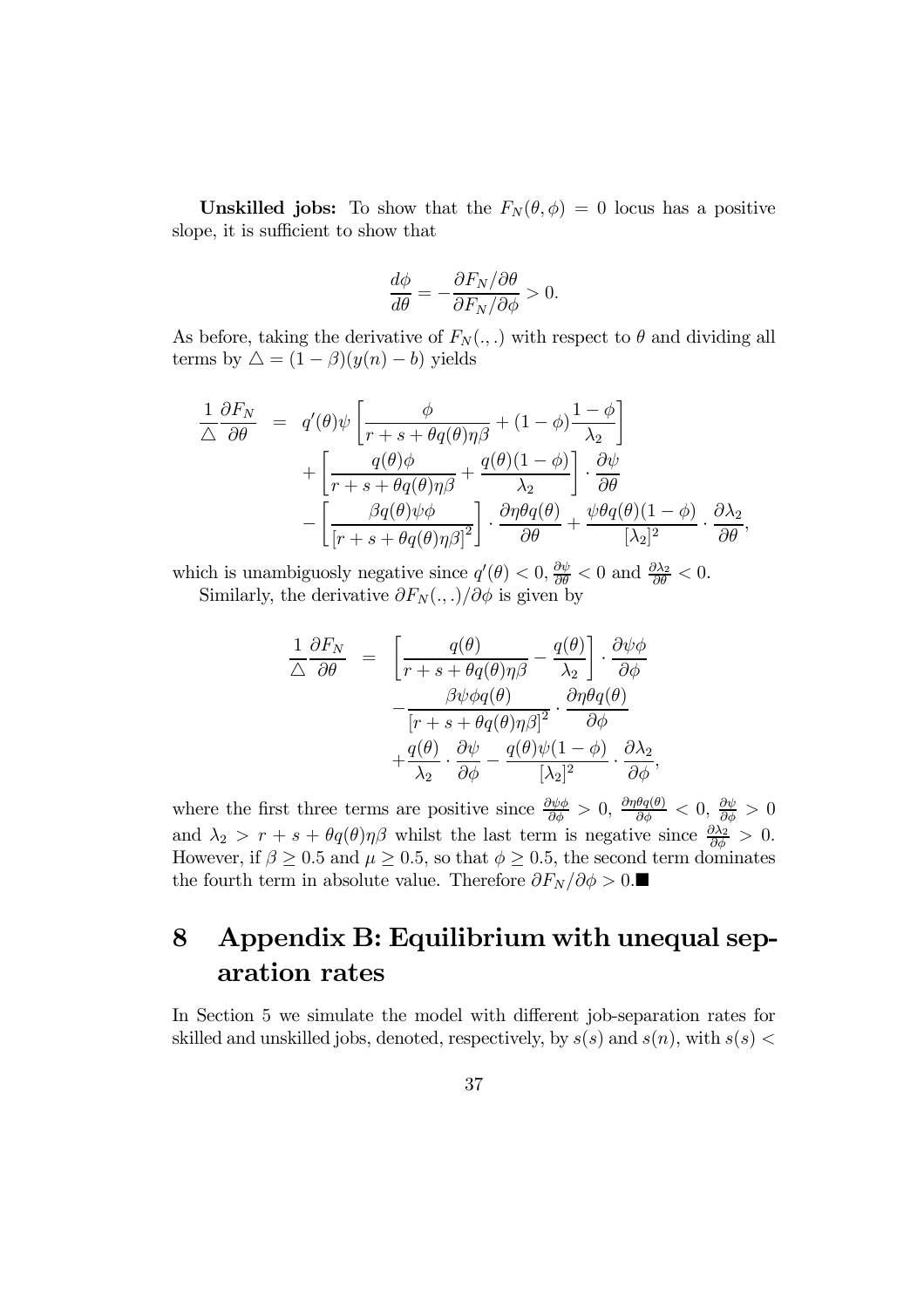**Unskilled jobs:** To show that the $F_N(\theta, \phi) = 0$ locus has a positive slope, it is sufficient to show that

$$\frac{d\phi}{d\theta} = -\frac{\partial F_N/\partial\theta}{\partial F_N/\partial\phi} > 0.$$

As before, taking the derivative of $F_N(.,.)$ with respect to $\theta$ and dividing all terms by $\triangle = (1-\beta)(y(n) - b)$ yields

$$\begin{aligned}
\frac{1}{\triangle}\frac{\partial F_N}{\partial \theta} &= q'(\theta)\psi\left[\frac{\phi}{r+s+\theta q(\theta)\eta\beta} + (1-\phi)\frac{1-\phi}{\lambda_2}\right] \\
&\quad + \left[\frac{q(\theta)\phi}{r+s+\theta q(\theta)\eta\beta} + \frac{q(\theta)(1-\phi)}{\lambda_2}\right]\cdot\frac{\partial\psi}{\partial\theta} \\
&\quad - \left[\frac{\beta q(\theta)\psi\phi}{\left[r+s+\theta q(\theta)\eta\beta\right]^2}\right]\cdot\frac{\partial\eta\theta q(\theta)}{\partial\theta} + \frac{\psi\theta q(\theta)(1-\phi)}{[\lambda_2]^2}\cdot\frac{\partial\lambda_2}{\partial\theta},
\end{aligned}$$

which is unambiguosly negative since $q'(\theta) < 0$, $\frac{\partial\psi}{\partial\theta} < 0$ and $\frac{\partial\lambda_2}{\partial\theta} < 0$.

Similarly, the derivative $\partial F_N(.,.)/\partial\phi$ is given by

$$\begin{aligned}
\frac{1}{\triangle}\frac{\partial F_N}{\partial \theta} &= \left[\frac{q(\theta)}{r+s+\theta q(\theta)\eta\beta} - \frac{q(\theta)}{\lambda_2}\right]\cdot\frac{\partial\psi\phi}{\partial\phi} \\
&\quad - \frac{\beta\psi\phi q(\theta)}{\left[r+s+\theta q(\theta)\eta\beta\right]^2}\cdot\frac{\partial\eta\theta q(\theta)}{\partial\phi} \\
&\quad + \frac{q(\theta)}{\lambda_2}\cdot\frac{\partial\psi}{\partial\phi} - \frac{q(\theta)\psi(1-\phi)}{[\lambda_2]^2}\cdot\frac{\partial\lambda_2}{\partial\phi},
\end{aligned}$$

where the first three terms are positive since $\frac{\partial\psi\phi}{\partial\phi} > 0$, $\frac{\partial\eta\theta q(\theta)}{\partial\phi} < 0$, $\frac{\partial\psi}{\partial\phi} > 0$ and $\lambda_2 > r + s + \theta q(\theta)\eta\beta$ whilst the last term is negative since $\frac{\partial\lambda_2}{\partial\phi} > 0$. However, if $\beta \geq 0.5$ and $\mu \geq 0.5$, so that $\phi \geq 0.5$, the second term dominates the fourth term in absolute value. Therefore $\partial F_N/\partial\phi > 0$.■

# 8 Appendix B: Equilibrium with unequal separation rates

In Section 5 we simulate the model with different job-separation rates for skilled and unskilled jobs, denoted, respectively, by $s(s)$ and $s(n)$, with $s(s) <$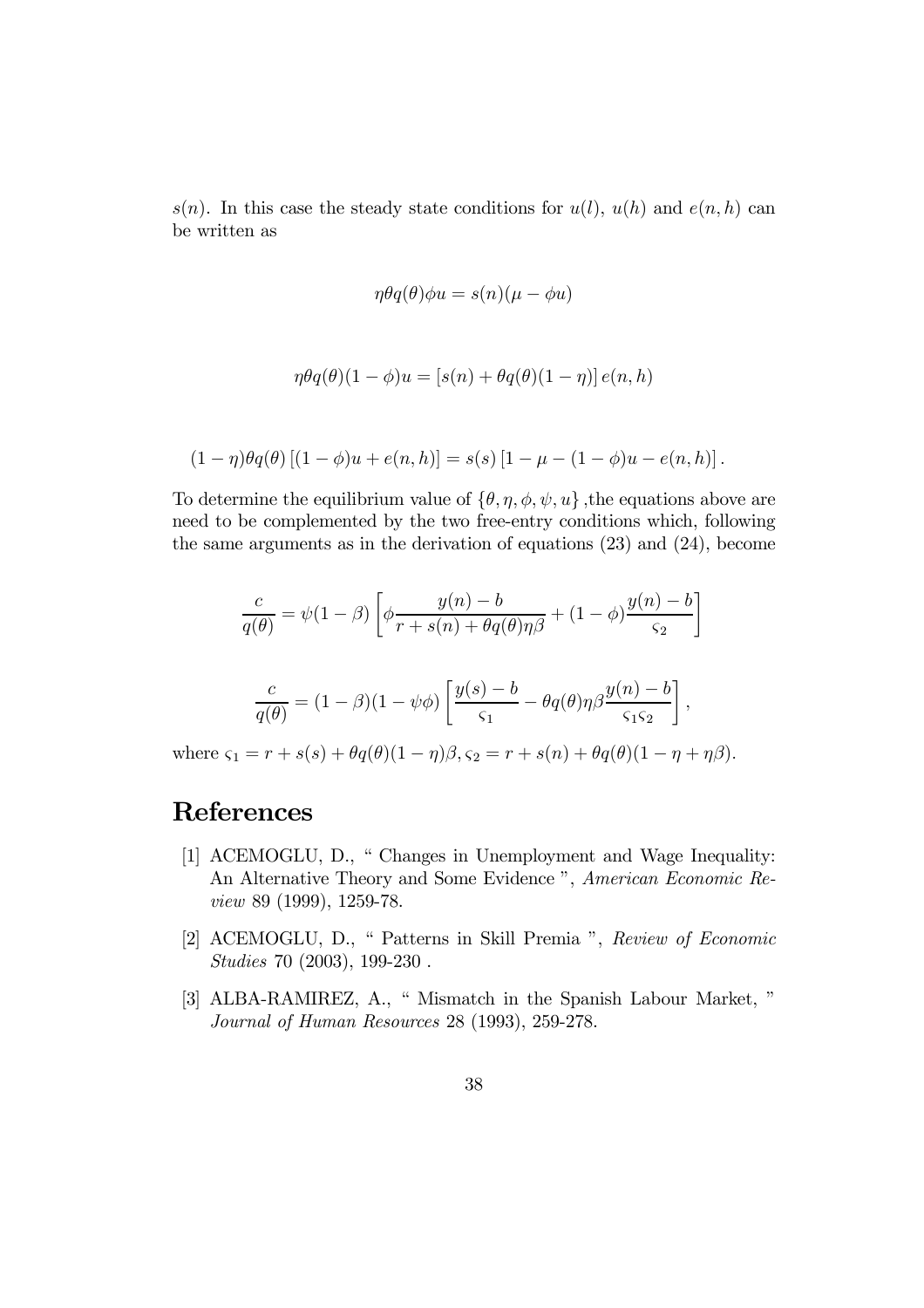$s(n)$. In this case the steady state conditions for $u(l)$, $u(h)$ and $e(n,h)$ can be written as

$$\eta\theta q(\theta)\phi u = s(n)(\mu - \phi u)$$

$$\eta\theta q(\theta)(1-\phi)u = \left[s(n) + \theta q(\theta)(1-\eta)\right] e(n,h)$$

$$(1-\eta)\theta q(\theta)\left[(1-\phi)u + e(n,h)\right] = s(s)\left[1 - \mu - (1-\phi)u - e(n,h)\right].$$

To determine the equilibrium value of $\{\theta, \eta, \phi, \psi, u\}$ ,the equations above are need to be complemented by the two free-entry conditions which, following the same arguments as in the derivation of equations (23) and (24), become

$$\frac{c}{q(\theta)} = \psi(1-\beta)\left[\phi\frac{y(n)-b}{r+s(n)+\theta q(\theta)\eta\beta} + (1-\phi)\frac{y(n)-b}{\varsigma_2}\right]$$

$$\frac{c}{q(\theta)} = (1-\beta)(1-\psi\phi)\left[\frac{y(s)-b}{\varsigma_1} - \theta q(\theta)\eta\beta\frac{y(n)-b}{\varsigma_1\varsigma_2}\right],$$

where $\varsigma_1 = r + s(s) + \theta q(\theta)(1-\eta)\beta, \varsigma_2 = r + s(n) + \theta q(\theta)(1-\eta+\eta\beta)$.

# References

[1] ACEMOGLU, D., " Changes in Unemployment and Wage Inequality: An Alternative Theory and Some Evidence ", *American Economic Review* 89 (1999), 1259-78.

[2] ACEMOGLU, D., " Patterns in Skill Premia ", *Review of Economic Studies* 70 (2003), 199-230 .

[3] ALBA-RAMIREZ, A., " Mismatch in the Spanish Labour Market, " *Journal of Human Resources* 28 (1993), 259-278.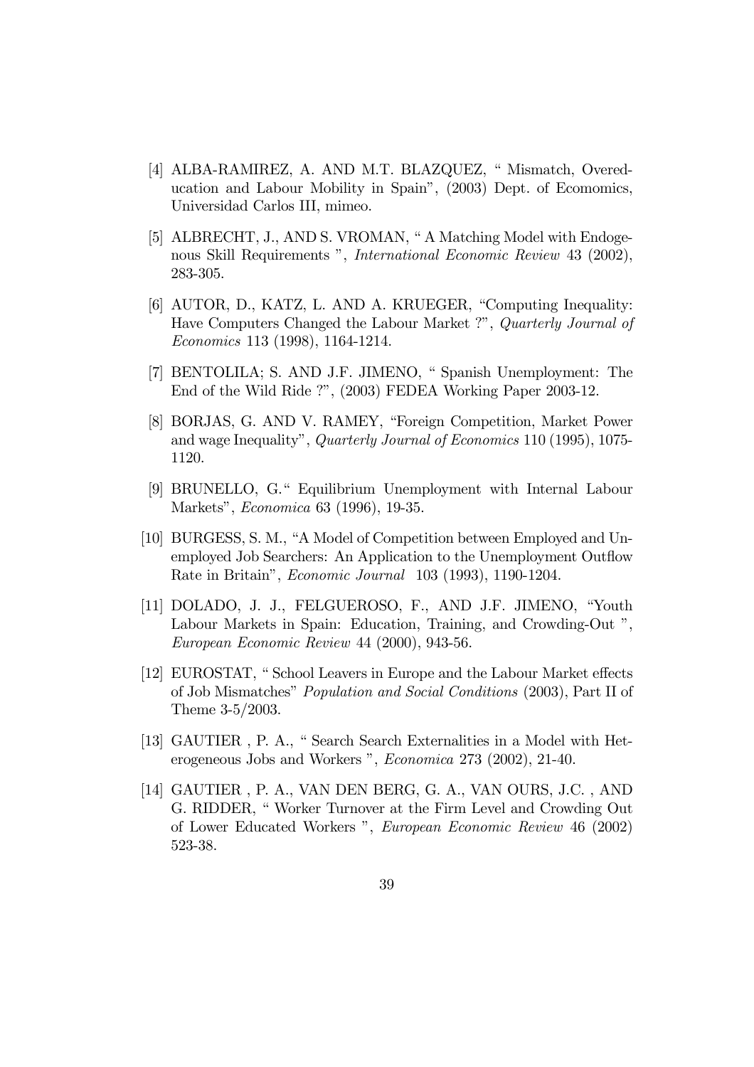- [4] ALBA-RAMIREZ, A. AND M.T. BLAZQUEZ, " Mismatch, Overeducation and Labour Mobility in Spain", (2003) Dept. of Ecomomics, Universidad Carlos III, mimeo.
- [5] ALBRECHT, J., AND S. VROMAN, " A Matching Model with Endogenous Skill Requirements ", *International Economic Review* 43 (2002), 283-305.
- [6] AUTOR, D., KATZ, L. AND A. KRUEGER, "Computing Inequality: Have Computers Changed the Labour Market ?", *Quarterly Journal of Economics* 113 (1998), 1164-1214.
- [7] BENTOLILA; S. AND J.F. JIMENO, " Spanish Unemployment: The End of the Wild Ride ?", (2003) FEDEA Working Paper 2003-12.
- [8] BORJAS, G. AND V. RAMEY, "Foreign Competition, Market Power and wage Inequality", *Quarterly Journal of Economics* 110 (1995), 1075-1120.
- [9] BRUNELLO, G." Equilibrium Unemployment with Internal Labour Markets", *Economica* 63 (1996), 19-35.
- [10] BURGESS, S. M., "A Model of Competition between Employed and Unemployed Job Searchers: An Application to the Unemployment Outflow Rate in Britain", *Economic Journal* 103 (1993), 1190-1204.
- [11] DOLADO, J. J., FELGUEROSO, F., AND J.F. JIMENO, "Youth Labour Markets in Spain: Education, Training, and Crowding-Out ", *European Economic Review* 44 (2000), 943-56.
- [12] EUROSTAT, " School Leavers in Europe and the Labour Market effects of Job Mismatches" *Population and Social Conditions* (2003), Part II of Theme 3-5/2003.
- [13] GAUTIER , P. A., " Search Search Externalities in a Model with Heterogeneous Jobs and Workers ", *Economica* 273 (2002), 21-40.
- [14] GAUTIER , P. A., VAN DEN BERG, G. A., VAN OURS, J.C. , AND G. RIDDER, " Worker Turnover at the Firm Level and Crowding Out of Lower Educated Workers ", *European Economic Review* 46 (2002) 523-38.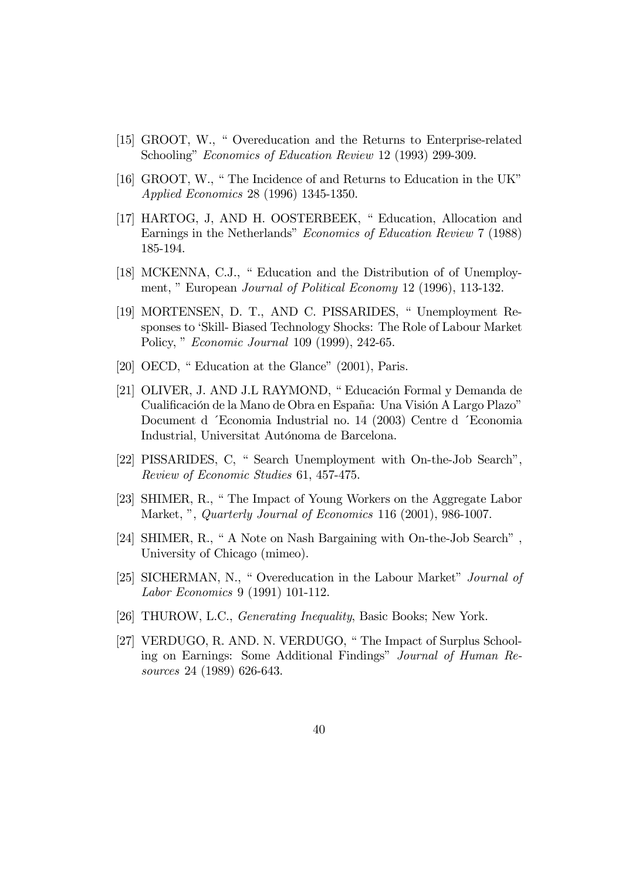[15] GROOT, W., " Overeducation and the Returns to Enterprise-related Schooling" *Economics of Education Review* 12 (1993) 299-309.

[16] GROOT, W., " The Incidence of and Returns to Education in the UK" *Applied Economics* 28 (1996) 1345-1350.

[17] HARTOG, J, AND H. OOSTERBEEK, " Education, Allocation and Earnings in the Netherlands" *Economics of Education Review* 7 (1988) 185-194.

[18] MCKENNA, C.J., " Education and the Distribution of of Unemployment, " European *Journal of Political Economy* 12 (1996), 113-132.

[19] MORTENSEN, D. T., AND C. PISSARIDES, " Unemployment Responses to 'Skill- Biased Technology Shocks: The Role of Labour Market Policy, " *Economic Journal* 109 (1999), 242-65.

[20] OECD, " Education at the Glance" (2001), Paris.

[21] OLIVER, J. AND J.L RAYMOND, " Educación Formal y Demanda de Cualificación de la Mano de Obra en España: Una Visión A Largo Plazo" Document d ´Economia Industrial no. 14 (2003) Centre d ´Economia Industrial, Universitat Autónoma de Barcelona.

[22] PISSARIDES, C, " Search Unemployment with On-the-Job Search", *Review of Economic Studies* 61, 457-475.

[23] SHIMER, R., " The Impact of Young Workers on the Aggregate Labor Market, ", *Quarterly Journal of Economics* 116 (2001), 986-1007.

[24] SHIMER, R., " A Note on Nash Bargaining with On-the-Job Search" , University of Chicago (mimeo).

[25] SICHERMAN, N., " Overeducation in the Labour Market" *Journal of Labor Economics* 9 (1991) 101-112.

[26] THUROW, L.C., *Generating Inequality*, Basic Books; New York.

[27] VERDUGO, R. AND. N. VERDUGO, " The Impact of Surplus Schooling on Earnings: Some Additional Findings" *Journal of Human Resources* 24 (1989) 626-643.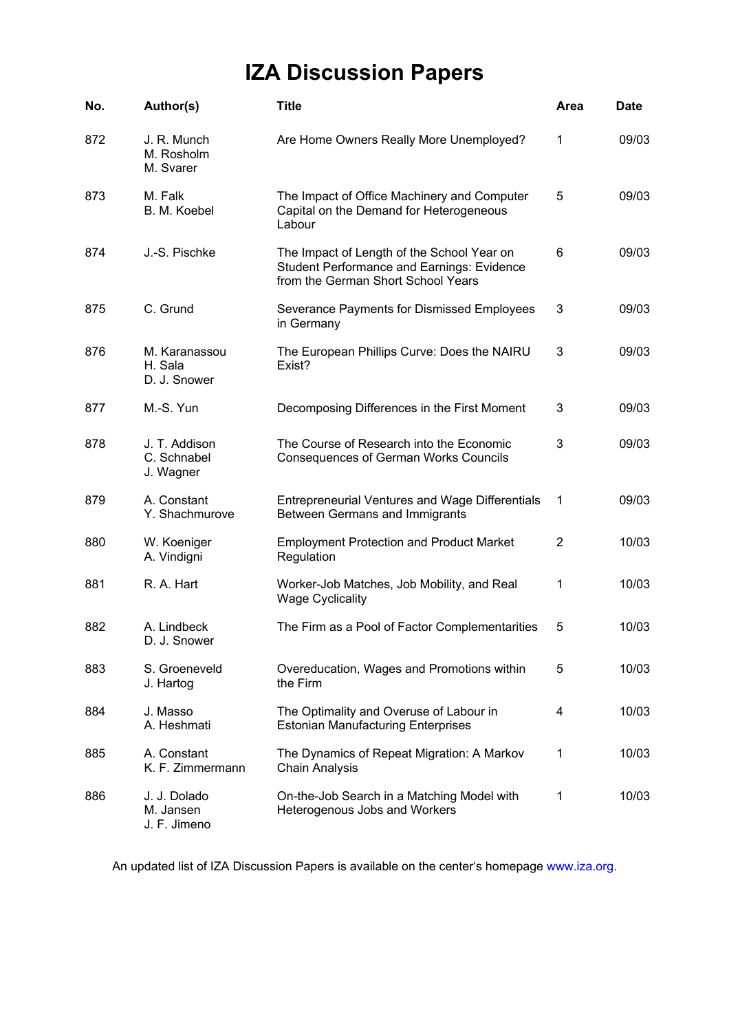# IZA Discussion Papers

| No. | Author(s) | Title | Area | Date |
|---|---|---|---|---|
| 872 | J. R. Munch<br>M. Rosholm<br>M. Svarer | Are Home Owners Really More Unemployed? | 1 | 09/03 |
| 873 | M. Falk<br>B. M. Koebel | The Impact of Office Machinery and Computer Capital on the Demand for Heterogeneous Labour | 5 | 09/03 |
| 874 | J.-S. Pischke | The Impact of Length of the School Year on Student Performance and Earnings: Evidence from the German Short School Years | 6 | 09/03 |
| 875 | C. Grund | Severance Payments for Dismissed Employees in Germany | 3 | 09/03 |
| 876 | M. Karanassou<br>H. Sala<br>D. J. Snower | The European Phillips Curve: Does the NAIRU Exist? | 3 | 09/03 |
| 877 | M.-S. Yun | Decomposing Differences in the First Moment | 3 | 09/03 |
| 878 | J. T. Addison<br>C. Schnabel<br>J. Wagner | The Course of Research into the Economic Consequences of German Works Councils | 3 | 09/03 |
| 879 | A. Constant<br>Y. Shachmurove | Entrepreneurial Ventures and Wage Differentials Between Germans and Immigrants | 1 | 09/03 |
| 880 | W. Koeniger<br>A. Vindigni | Employment Protection and Product Market Regulation | 2 | 10/03 |
| 881 | R. A. Hart | Worker-Job Matches, Job Mobility, and Real Wage Cyclicality | 1 | 10/03 |
| 882 | A. Lindbeck<br>D. J. Snower | The Firm as a Pool of Factor Complementarities | 5 | 10/03 |
| 883 | S. Groeneveld<br>J. Hartog | Overeducation, Wages and Promotions within the Firm | 5 | 10/03 |
| 884 | J. Masso<br>A. Heshmati | The Optimality and Overuse of Labour in Estonian Manufacturing Enterprises | 4 | 10/03 |
| 885 | A. Constant<br>K. F. Zimmermann | The Dynamics of Repeat Migration: A Markov Chain Analysis | 1 | 10/03 |
| 886 | J. J. Dolado<br>M. Jansen<br>J. F. Jimeno | On-the-Job Search in a Matching Model with Heterogenous Jobs and Workers | 1 | 10/03 |

An updated list of IZA Discussion Papers is available on the center's homepage www.iza.org.